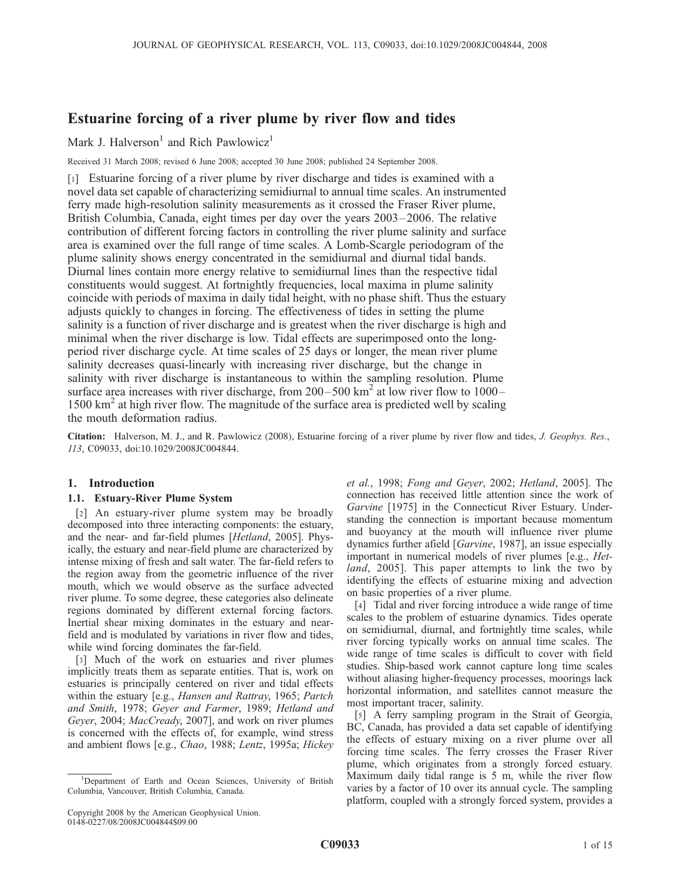# Estuarine forcing of a river plume by river flow and tides

Mark J. Halverson[1] and Rich Pawlowicz[1]

Received 31 March 2008; revised 6 June 2008; accepted 30 June 2008; published 24 September 2008.

[1] Estuarine forcing of a river plume by river discharge and tides is examined with a novel data set capable of characterizing semidiurnal to annual time scales. An instrumented ferry made high-resolution salinity measurements as it crossed the Fraser River plume, British Columbia, Canada, eight times per day over the years 2003–2006. The relative contribution of different forcing factors in controlling the river plume salinity and surface area is examined over the full range of time scales. A Lomb-Scargle periodogram of the plume salinity shows energy concentrated in the semidiurnal and diurnal tidal bands. Diurnal lines contain more energy relative to semidiurnal lines than the respective tidal constituents would suggest. At fortnightly frequencies, local maxima in plume salinity coincide with periods of maxima in daily tidal height, with no phase shift. Thus the estuary adjusts quickly to changes in forcing. The effectiveness of tides in setting the plume salinity is a function of river discharge and is greatest when the river discharge is high and minimal when the river discharge is low. Tidal effects are superimposed onto the long-period river discharge cycle. At time scales of 25 days or longer, the mean river plume salinity decreases quasi-linearly with increasing river discharge, but the change in salinity with river discharge is instantaneous to within the sampling resolution. Plume surface area increases with river discharge, from 200–500 km$^2$ at low river flow to 1000–1500 km$^2$ at high river flow. The magnitude of the surface area is predicted well by scaling the mouth deformation radius.

**Citation:** Halverson, M. J., and R. Pawlowicz (2008), Estuarine forcing of a river plume by river flow and tides, *J. Geophys. Res.*, *113*, C09033, doi:10.1029/2008JC004844.

## 1. Introduction

### 1.1. Estuary-River Plume System

[2] An estuary-river plume system may be broadly decomposed into three interacting components: the estuary, and the near- and far-field plumes [*Hetland*, 2005]. Physically, the estuary and near-field plume are characterized by intense mixing of fresh and salt water. The far-field refers to the region away from the geometric influence of the river mouth, which we would observe as the surface advected river plume. To some degree, these categories also delineate regions dominated by different external forcing factors. Inertial shear mixing dominates in the estuary and near-field and is modulated by variations in river flow and tides, while wind forcing dominates the far-field.

[3] Much of the work on estuaries and river plumes implicitly treats them as separate entities. That is, work on estuaries is principally centered on river and tidal effects within the estuary [e.g., *Hansen and Rattray*, 1965; *Partch and Smith*, 1978; *Geyer and Farmer*, 1989; *Hetland and Geyer*, 2004; *MacCready*, 2007], and work on river plumes is concerned with the effects of, for example, wind stress and ambient flows [e.g., *Chao*, 1988; *Lentz*, 1995a; *Hickey et al.*, 1998; *Fong and Geyer*, 2002; *Hetland*, 2005]. The connection has received little attention since the work of *Garvine* [1975] in the Connecticut River Estuary. Understanding the connection is important because momentum and buoyancy at the mouth will influence river plume dynamics further afield [*Garvine*, 1987], an issue especially important in numerical models of river plumes [e.g., *Hetland*, 2005]. This paper attempts to link the two by identifying the effects of estuarine mixing and advection on basic properties of a river plume.

[4] Tidal and river forcing introduce a wide range of time scales to the problem of estuarine dynamics. Tides operate on semidiurnal, diurnal, and fortnightly time scales, while river forcing typically works on annual time scales. The wide range of time scales is difficult to cover with field studies. Ship-based work cannot capture long time scales without aliasing higher-frequency processes, moorings lack horizontal information, and satellites cannot measure the most important tracer, salinity.

[5] A ferry sampling program in the Strait of Georgia, BC, Canada, has provided a data set capable of identifying the effects of estuary mixing on a river plume over all forcing time scales. The ferry crosses the Fraser River plume, which originates from a strongly forced estuary. Maximum daily tidal range is 5 m, while the river flow varies by a factor of 10 over its annual cycle. The sampling platform, coupled with a strongly forced system, provides a

[1] Department of Earth and Ocean Sciences, University of British Columbia, Vancouver, British Columbia, Canada.

Copyright 2008 by the American Geophysical Union.
0148-0227/08/2008JC004844$09.00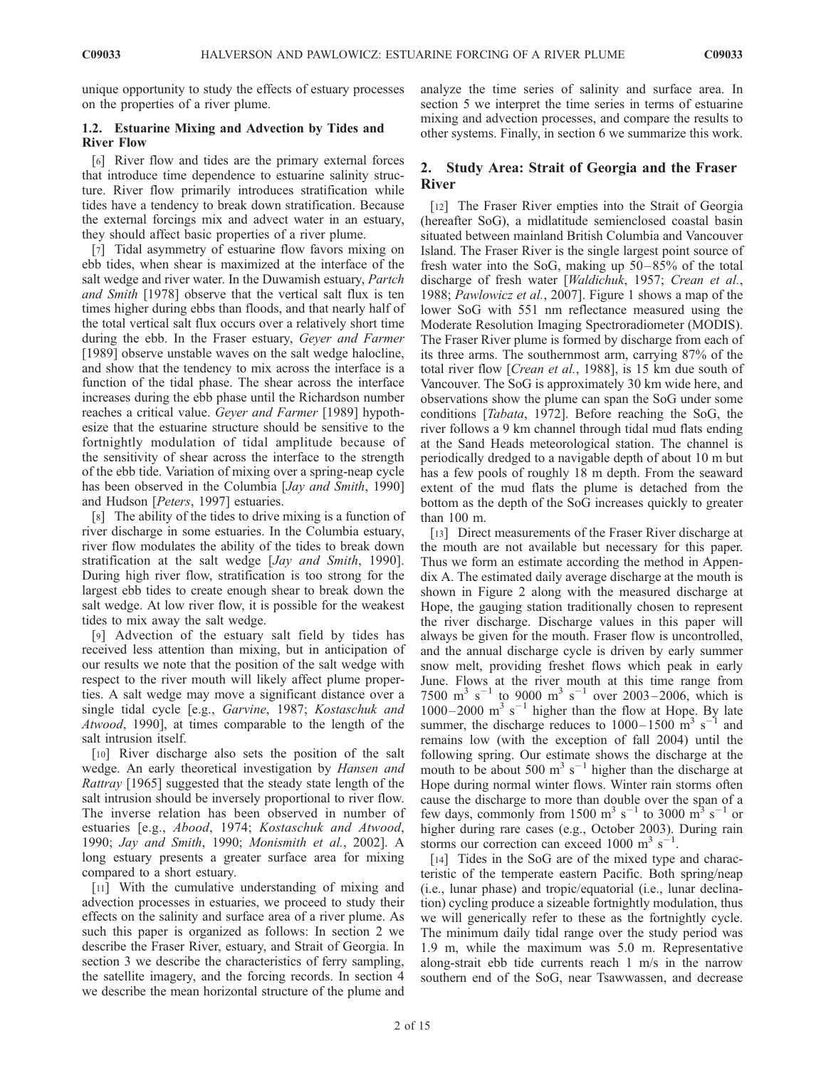unique opportunity to study the effects of estuary processes on the properties of a river plume.

### 1.2. Estuarine Mixing and Advection by Tides and River Flow

[6] River flow and tides are the primary external forces that introduce time dependence to estuarine salinity structure. River flow primarily introduces stratification while tides have a tendency to break down stratification. Because the external forcings mix and advect water in an estuary, they should affect basic properties of a river plume.

[7] Tidal asymmetry of estuarine flow favors mixing on ebb tides, when shear is maximized at the interface of the salt wedge and river water. In the Duwamish estuary, *Partch and Smith* [1978] observe that the vertical salt flux is ten times higher during ebbs than floods, and that nearly half of the total vertical salt flux occurs over a relatively short time during the ebb. In the Fraser estuary, *Geyer and Farmer* [1989] observe unstable waves on the salt wedge halocline, and show that the tendency to mix across the interface is a function of the tidal phase. The shear across the interface increases during the ebb phase until the Richardson number reaches a critical value. *Geyer and Farmer* [1989] hypothesize that the estuarine structure should be sensitive to the fortnightly modulation of tidal amplitude because of the sensitivity of shear across the interface to the strength of the ebb tide. Variation of mixing over a spring-neap cycle has been observed in the Columbia [*Jay and Smith*, 1990] and Hudson [*Peters*, 1997] estuaries.

[8] The ability of the tides to drive mixing is a function of river discharge in some estuaries. In the Columbia estuary, river flow modulates the ability of the tides to break down stratification at the salt wedge [*Jay and Smith*, 1990]. During high river flow, stratification is too strong for the largest ebb tides to create enough shear to break down the salt wedge. At low river flow, it is possible for the weakest tides to mix away the salt wedge.

[9] Advection of the estuary salt field by tides has received less attention than mixing, but in anticipation of our results we note that the position of the salt wedge with respect to the river mouth will likely affect plume properties. A salt wedge may move a significant distance over a single tidal cycle [e.g., *Garvine*, 1987; *Kostaschuk and Atwood*, 1990], at times comparable to the length of the salt intrusion itself.

[10] River discharge also sets the position of the salt wedge. An early theoretical investigation by *Hansen and Rattray* [1965] suggested that the steady state length of the salt intrusion should be inversely proportional to river flow. The inverse relation has been observed in number of estuaries [e.g., *Abood*, 1974; *Kostaschuk and Atwood*, 1990; *Jay and Smith*, 1990; *Monismith et al.*, 2002]. A long estuary presents a greater surface area for mixing compared to a short estuary.

[11] With the cumulative understanding of mixing and advection processes in estuaries, we proceed to study their effects on the salinity and surface area of a river plume. As such this paper is organized as follows: In section 2 we describe the Fraser River, estuary, and Strait of Georgia. In section 3 we describe the characteristics of ferry sampling, the satellite imagery, and the forcing records. In section 4 we describe the mean horizontal structure of the plume and analyze the time series of salinity and surface area. In section 5 we interpret the time series in terms of estuarine mixing and advection processes, and compare the results to other systems. Finally, in section 6 we summarize this work.

## 2. Study Area: Strait of Georgia and the Fraser River

[12] The Fraser River empties into the Strait of Georgia (hereafter SoG), a midlatitude semienclosed coastal basin situated between mainland British Columbia and Vancouver Island. The Fraser River is the single largest point source of fresh water into the SoG, making up 50–85% of the total discharge of fresh water [*Waldichuk*, 1957; *Crean et al.*, 1988; *Pawlowicz et al.*, 2007]. Figure 1 shows a map of the lower SoG with 551 nm reflectance measured using the Moderate Resolution Imaging Spectroradiometer (MODIS). The Fraser River plume is formed by discharge from each of its three arms. The southernmost arm, carrying 87% of the total river flow [*Crean et al.*, 1988], is 15 km due south of Vancouver. The SoG is approximately 30 km wide here, and observations show the plume can span the SoG under some conditions [*Tabata*, 1972]. Before reaching the SoG, the river follows a 9 km channel through tidal mud flats ending at the Sand Heads meteorological station. The channel is periodically dredged to a navigable depth of about 10 m but has a few pools of roughly 18 m depth. From the seaward extent of the mud flats the plume is detached from the bottom as the depth of the SoG increases quickly to greater than 100 m.

[13] Direct measurements of the Fraser River discharge at the mouth are not available but necessary for this paper. Thus we form an estimate according the method in Appendix A. The estimated daily average discharge at the mouth is shown in Figure 2 along with the measured discharge at Hope, the gauging station traditionally chosen to represent the river discharge. Discharge values in this paper will always be given for the mouth. Fraser flow is uncontrolled, and the annual discharge cycle is driven by early summer snow melt, providing freshet flows which peak in early June. Flows at the river mouth at this time range from 7500 $m^3\ s^{-1}$ to 9000 $m^3\ s^{-1}$ over 2003–2006, which is 1000–2000 $m^3\ s^{-1}$ higher than the flow at Hope. By late summer, the discharge reduces to 1000–1500 $m^3\ s^{-1}$ and remains low (with the exception of fall 2004) until the following spring. Our estimate shows the discharge at the mouth to be about 500 $m^3\ s^{-1}$ higher than the discharge at Hope during normal winter flows. Winter rain storms often cause the discharge to more than double over the span of a few days, commonly from 1500 $m^3\ s^{-1}$ to 3000 $m^3\ s^{-1}$ or higher during rare cases (e.g., October 2003). During rain storms our correction can exceed 1000 $m^3\ s^{-1}$.

[14] Tides in the SoG are of the mixed type and characteristic of the temperate eastern Pacific. Both spring/neap (i.e., lunar phase) and tropic/equatorial (i.e., lunar declination) cycling produce a sizeable fortnightly modulation, thus we will generically refer to these as the fortnightly cycle. The minimum daily tidal range over the study period was 1.9 m, while the maximum was 5.0 m. Representative along-strait ebb tide currents reach 1 m/s in the narrow southern end of the SoG, near Tsawwassen, and decrease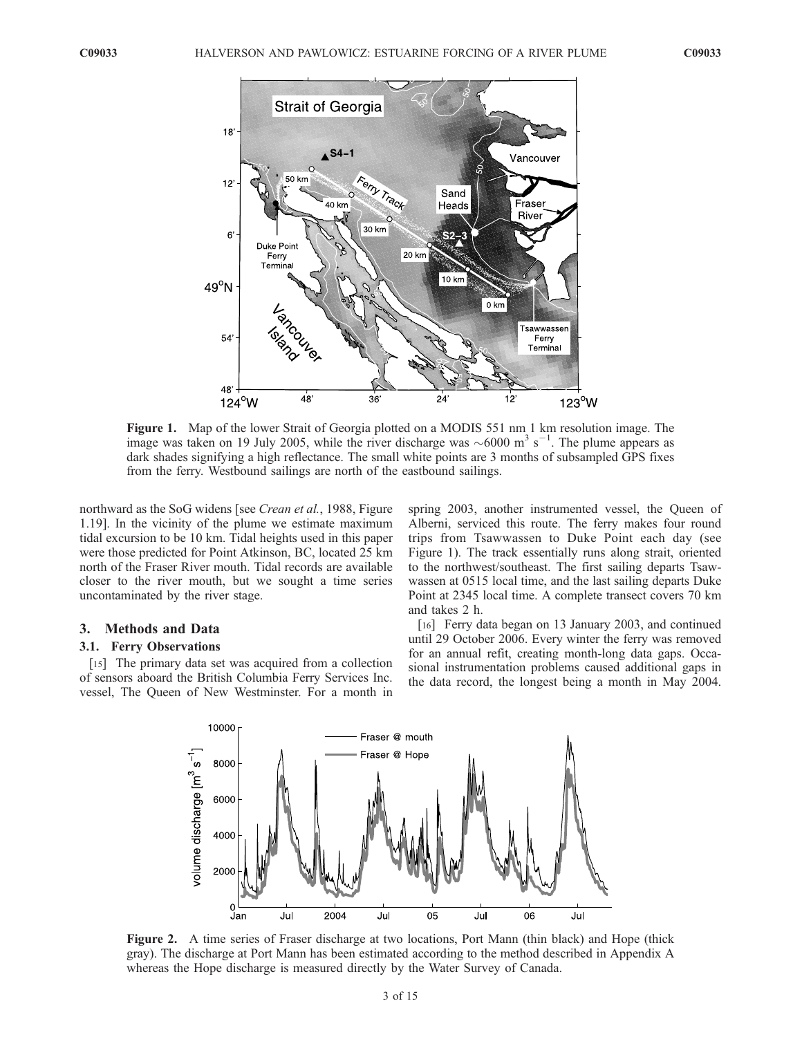Strait of Georgia

S4-1

S2-3

Ferry Track

50 km

40 km

30 km

20 km

10 km

0 km

Vancouver

Sand Heads

Fraser River

Duke Point Ferry Terminal

Tsawwassen Ferry Terminal

Vancouver Island

18'

12'

6'

49°N

54'

48'

124°W

48'

36'

24'

12'

123°W

50

**Figure 1.** Map of the lower Strait of Georgia plotted on a MODIS 551 nm 1 km resolution image. The image was taken on 19 July 2005, while the river discharge was $\sim$6000 m$^3$ s$^{-1}$. The plume appears as dark shades signifying a high reflectance. The small white points are 3 months of subsampled GPS fixes from the ferry. Westbound sailings are north of the eastbound sailings.

northward as the SoG widens [see *Crean et al.*, 1988, Figure 1.19]. In the vicinity of the plume we estimate maximum tidal excursion to be 10 km. Tidal heights used in this paper were those predicted for Point Atkinson, BC, located 25 km north of the Fraser River mouth. Tidal records are available closer to the river mouth, but we sought a time series uncontaminated by the river stage.

## 3. Methods and Data

### 3.1. Ferry Observations

[15] The primary data set was acquired from a collection of sensors aboard the British Columbia Ferry Services Inc. vessel, The Queen of New Westminster. For a month in spring 2003, another instrumented vessel, the Queen of Alberni, serviced this route. The ferry makes four round trips from Tsawwassen to Duke Point each day (see Figure 1). The track essentially runs along strait, oriented to the northwest/southeast. The first sailing departs Tsawwassen at 0515 local time, and the last sailing departs Duke Point at 2345 local time. A complete transect covers 70 km and takes 2 h.

[16] Ferry data began on 13 January 2003, and continued until 29 October 2006. Every winter the ferry was removed for an annual refit, creating month-long data gaps. Occasional instrumentation problems caused additional gaps in the data record, the longest being a month in May 2004.

Fraser @ mouth

Fraser @ Hope

volume discharge [m$^3$ s$^{-1}$]

10000

8000

6000

4000

2000

0

Jan

Jul

2004

Jul

05

Jul

06

Jul

**Figure 2.** A time series of Fraser discharge at two locations, Port Mann (thin black) and Hope (thick gray). The discharge at Port Mann has been estimated according to the method described in Appendix A whereas the Hope discharge is measured directly by the Water Survey of Canada.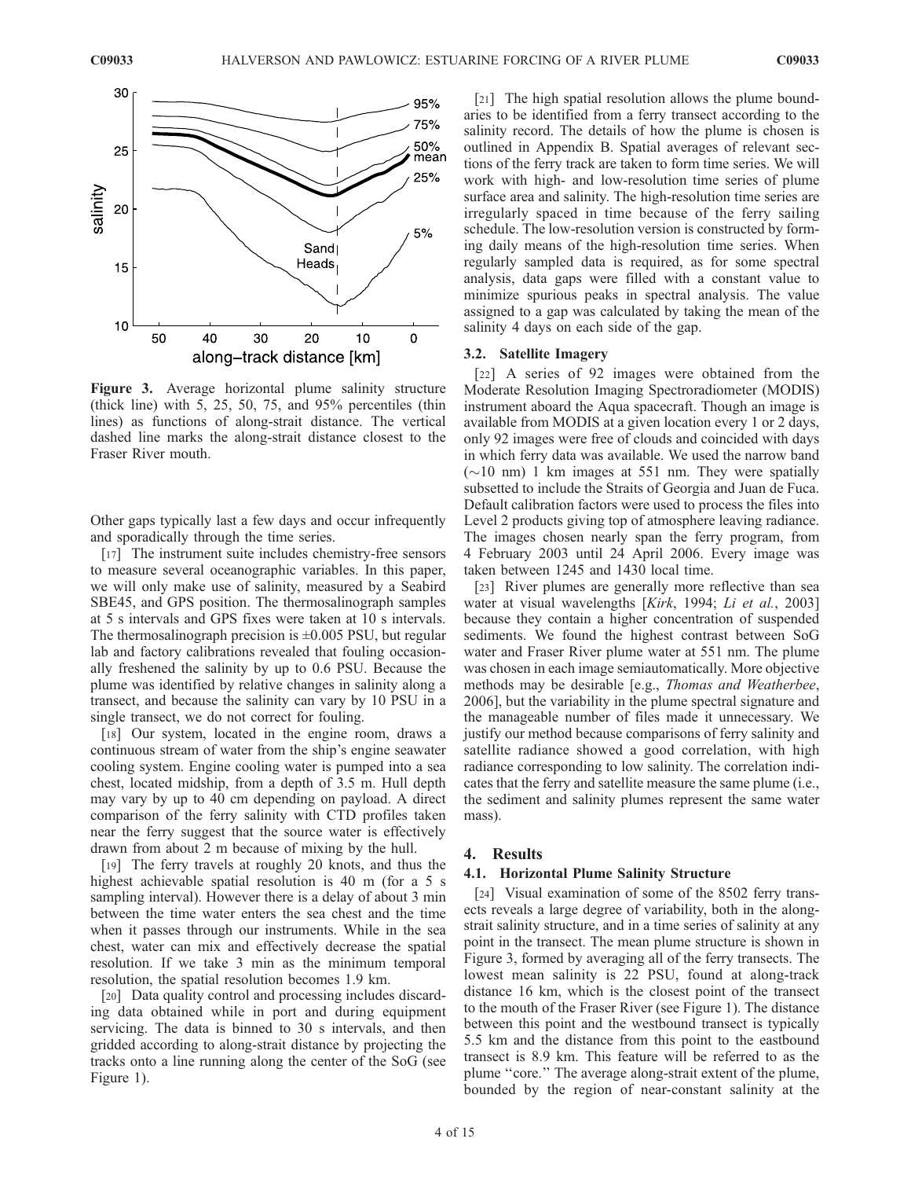30

95%

75%

50%
mean

25%

5%

25

20

15

10

salinity

Sand
Heads

50 40 30 20 10 0

along–track distance [km]

**Figure 3.** Average horizontal plume salinity structure (thick line) with 5, 25, 50, 75, and 95% percentiles (thin lines) as functions of along-strait distance. The vertical dashed line marks the along-strait distance closest to the Fraser River mouth.

Other gaps typically last a few days and occur infrequently and sporadically through the time series.

[17] The instrument suite includes chemistry-free sensors to measure several oceanographic variables. In this paper, we will only make use of salinity, measured by a Seabird SBE45, and GPS position. The thermosalinograph samples at 5 s intervals and GPS fixes were taken at 10 s intervals. The thermosalinograph precision is ±0.005 PSU, but regular lab and factory calibrations revealed that fouling occasionally freshened the salinity by up to 0.6 PSU. Because the plume was identified by relative changes in salinity along a transect, and because the salinity can vary by 10 PSU in a single transect, we do not correct for fouling.

[18] Our system, located in the engine room, draws a continuous stream of water from the ship's engine seawater cooling system. Engine cooling water is pumped into a sea chest, located midship, from a depth of 3.5 m. Hull depth may vary by up to 40 cm depending on payload. A direct comparison of the ferry salinity with CTD profiles taken near the ferry suggest that the source water is effectively drawn from about 2 m because of mixing by the hull.

[19] The ferry travels at roughly 20 knots, and thus the highest achievable spatial resolution is 40 m (for a 5 s sampling interval). However there is a delay of about 3 min between the time water enters the sea chest and the time when it passes through our instruments. While in the sea chest, water can mix and effectively decrease the spatial resolution. If we take 3 min as the minimum temporal resolution, the spatial resolution becomes 1.9 km.

[20] Data quality control and processing includes discarding data obtained while in port and during equipment servicing. The data is binned to 30 s intervals, and then gridded according to along-strait distance by projecting the tracks onto a line running along the center of the SoG (see Figure 1).

[21] The high spatial resolution allows the plume boundaries to be identified from a ferry transect according to the salinity record. The details of how the plume is chosen is outlined in Appendix B. Spatial averages of relevant sections of the ferry track are taken to form time series. We will work with high- and low-resolution time series of plume surface area and salinity. The high-resolution time series are irregularly spaced in time because of the ferry sailing schedule. The low-resolution version is constructed by forming daily means of the high-resolution time series. When regularly sampled data is required, as for some spectral analysis, data gaps were filled with a constant value to minimize spurious peaks in spectral analysis. The value assigned to a gap was calculated by taking the mean of the salinity 4 days on each side of the gap.

### 3.2. Satellite Imagery

[22] A series of 92 images were obtained from the Moderate Resolution Imaging Spectroradiometer (MODIS) instrument aboard the Aqua spacecraft. Though an image is available from MODIS at a given location every 1 or 2 days, only 92 images were free of clouds and coincided with days in which ferry data was available. We used the narrow band (~10 nm) 1 km images at 551 nm. They were spatially subsetted to include the Straits of Georgia and Juan de Fuca. Default calibration factors were used to process the files into Level 2 products giving top of atmosphere leaving radiance. The images chosen nearly span the ferry program, from 4 February 2003 until 24 April 2006. Every image was taken between 1245 and 1430 local time.

[23] River plumes are generally more reflective than sea water at visual wavelengths [*Kirk*, 1994; *Li et al.*, 2003] because they contain a higher concentration of suspended sediments. We found the highest contrast between SoG water and Fraser River plume water at 551 nm. The plume was chosen in each image semiautomatically. More objective methods may be desirable [e.g., *Thomas and Weatherbee*, 2006], but the variability in the plume spectral signature and the manageable number of files made it unnecessary. We justify our method because comparisons of ferry salinity and satellite radiance showed a good correlation, with high radiance corresponding to low salinity. The correlation indicates that the ferry and satellite measure the same plume (i.e., the sediment and salinity plumes represent the same water mass).

## 4. Results

### 4.1. Horizontal Plume Salinity Structure

[24] Visual examination of some of the 8502 ferry transects reveals a large degree of variability, both in the along-strait salinity structure, and in a time series of salinity at any point in the transect. The mean plume structure is shown in Figure 3, formed by averaging all of the ferry transects. The lowest mean salinity is 22 PSU, found at along-track distance 16 km, which is the closest point of the transect to the mouth of the Fraser River (see Figure 1). The distance between this point and the westbound transect is typically 5.5 km and the distance from this point to the eastbound transect is 8.9 km. This feature will be referred to as the plume "core." The average along-strait extent of the plume, bounded by the region of near-constant salinity at the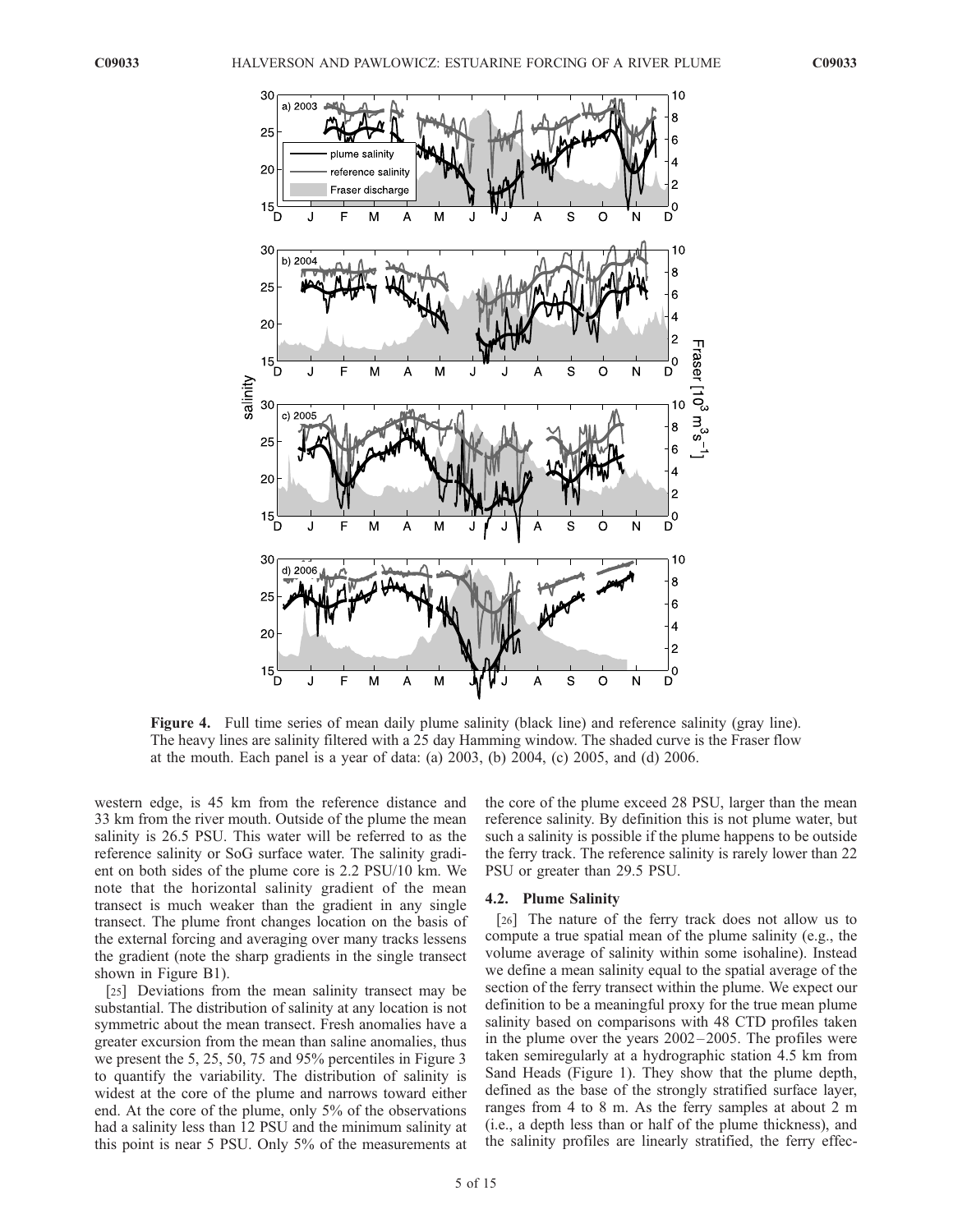30
a) 2003
25
20
15
plume salinity
reference salinity
Fraser discharge
D J F M A M J J A S O N D
10
8
6
4
2
0

30
b) 2004
25
20
15
D J F M A M J J A S O N D

salinity

30
c) 2005
25
20
15
D J F M A M J J A S O N D

Fraser [$10^3$ m$^3$s$^{-1}$]

30
d) 2006
25
20
15
D J F M A M J J A S O N D

**Figure 4.** Full time series of mean daily plume salinity (black line) and reference salinity (gray line). The heavy lines are salinity filtered with a 25 day Hamming window. The shaded curve is the Fraser flow at the mouth. Each panel is a year of data: (a) 2003, (b) 2004, (c) 2005, and (d) 2006.

western edge, is 45 km from the reference distance and 33 km from the river mouth. Outside of the plume the mean salinity is 26.5 PSU. This water will be referred to as the reference salinity or SoG surface water. The salinity gradient on both sides of the plume core is 2.2 PSU/10 km. We note that the horizontal salinity gradient of the mean transect is much weaker than the gradient in any single transect. The plume front changes location on the basis of the external forcing and averaging over many tracks lessens the gradient (note the sharp gradients in the single transect shown in Figure B1).

[25] Deviations from the mean salinity transect may be substantial. The distribution of salinity at any location is not symmetric about the mean transect. Fresh anomalies have a greater excursion from the mean than saline anomalies, thus we present the 5, 25, 50, 75 and 95% percentiles in Figure 3 to quantify the variability. The distribution of salinity is widest at the core of the plume and narrows toward either end. At the core of the plume, only 5% of the observations had a salinity less than 12 PSU and the minimum salinity at this point is near 5 PSU. Only 5% of the measurements at the core of the plume exceed 28 PSU, larger than the mean reference salinity. By definition this is not plume water, but such a salinity is possible if the plume happens to be outside the ferry track. The reference salinity is rarely lower than 22 PSU or greater than 29.5 PSU.

### 4.2. Plume Salinity

[26] The nature of the ferry track does not allow us to compute a true spatial mean of the plume salinity (e.g., the volume average of salinity within some isohaline). Instead we define a mean salinity equal to the spatial average of the section of the ferry transect within the plume. We expect our definition to be a meaningful proxy for the true mean plume salinity based on comparisons with 48 CTD profiles taken in the plume over the years 2002–2005. The profiles were taken semiregularly at a hydrographic station 4.5 km from Sand Heads (Figure 1). They show that the plume depth, defined as the base of the strongly stratified surface layer, ranges from 4 to 8 m. As the ferry samples at about 2 m (i.e., a depth less than or half of the plume thickness), and the salinity profiles are linearly stratified, the ferry effec-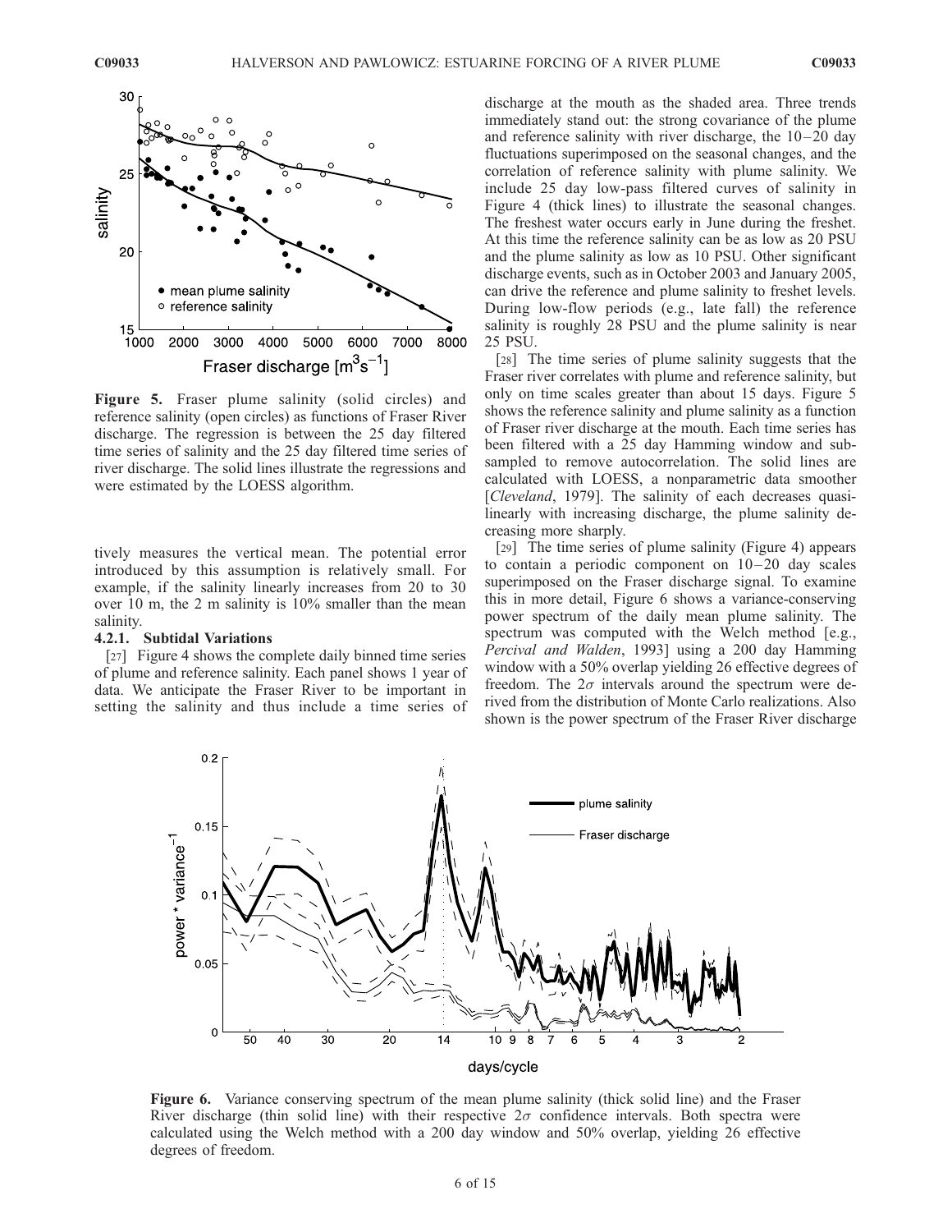tively measures the vertical mean. The potential error introduced by this assumption is relatively small. For example, if the salinity linearly increases from 20 to 30 over 10 m, the 2 m salinity is 10% smaller than the mean salinity.

#### 4.2.1. Subtidal Variations

[27] Figure 4 shows the complete daily binned time series of plume and reference salinity. Each panel shows 1 year of data. We anticipate the Fraser River to be important in setting the salinity and thus include a time series of discharge at the mouth as the shaded area. Three trends immediately stand out: the strong covariance of the plume and reference salinity with river discharge, the 10–20 day fluctuations superimposed on the seasonal changes, and the correlation of reference salinity with plume salinity. We include 25 day low-pass filtered curves of salinity in Figure 4 (thick lines) to illustrate the seasonal changes. The freshest water occurs early in June during the freshet. At this time the reference salinity can be as low as 20 PSU and the plume salinity as low as 10 PSU. Other significant discharge events, such as in October 2003 and January 2005, can drive the reference and plume salinity to freshet levels. During low-flow periods (e.g., late fall) the reference salinity is roughly 28 PSU and the plume salinity is near 25 PSU.

[28] The time series of plume salinity suggests that the Fraser river correlates with plume and reference salinity, but only on time scales greater than about 15 days. Figure 5 shows the reference salinity and plume salinity as a function of Fraser river discharge at the mouth. Each time series has been filtered with a 25 day Hamming window and subsampled to remove autocorrelation. The solid lines are calculated with LOESS, a nonparametric data smoother [*Cleveland*, 1979]. The salinity of each decreases quasi-linearly with increasing discharge, the plume salinity decreasing more sharply.

salinity

Fraser discharge [$m^3s^{-1}$]

30
25
20
15

1000 2000 3000 4000 5000 6000 7000 8000

● mean plume salinity
○ reference salinity

**Figure 5.** Fraser plume salinity (solid circles) and reference salinity (open circles) as functions of Fraser River discharge. The regression is between the 25 day filtered time series of salinity and the 25 day filtered time series of river discharge. The solid lines illustrate the regressions and were estimated by the LOESS algorithm.

[29] The time series of plume salinity (Figure 4) appears to contain a periodic component on 10–20 day scales superimposed on the Fraser discharge signal. To examine this in more detail, Figure 6 shows a variance-conserving power spectrum of the daily mean plume salinity. The spectrum was computed with the Welch method [e.g., *Percival and Walden*, 1993] using a 200 day Hamming window with a 50% overlap yielding 26 effective degrees of freedom. The $2\sigma$ intervals around the spectrum were derived from the distribution of Monte Carlo realizations. Also shown is the power spectrum of the Fraser River discharge

power * variance$^{-1}$

days/cycle

0.2
0.15
0.1
0.05
0

50 40 30 20 14 10 9 8 7 6 5 4 3 2

plume salinity
Fraser discharge

**Figure 6.** Variance conserving spectrum of the mean plume salinity (thick solid line) and the Fraser River discharge (thin solid line) with their respective $2\sigma$ confidence intervals. Both spectra were calculated using the Welch method with a 200 day window and 50% overlap, yielding 26 effective degrees of freedom.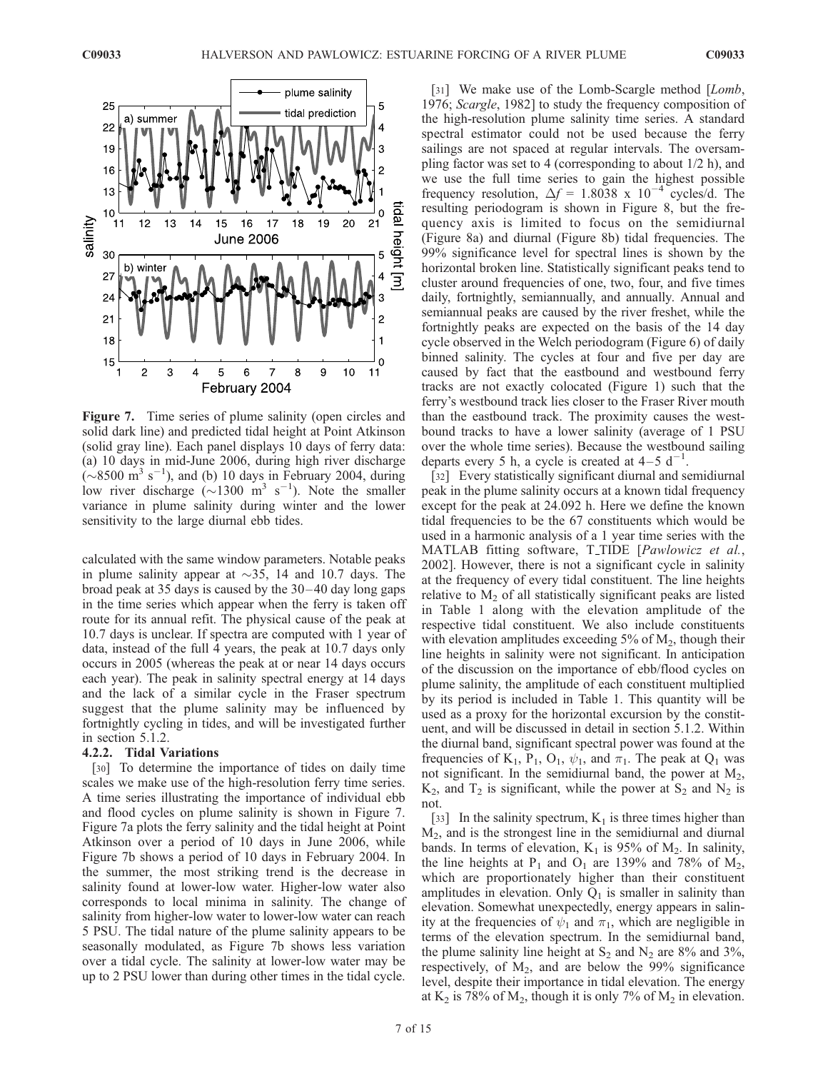plume salinity
tidal prediction
a) summer
salinity
tidal height [m]
June 2006
b) winter
February 2004

25 22 19 16 13 10
11 12 13 14 15 16 17 18 19 20 21
30 27 24 21 18 15
1 2 3 4 5 6 7 8 9 10 11
5 4 3 2 1 0

**Figure 7.** Time series of plume salinity (open circles and solid dark line) and predicted tidal height at Point Atkinson (solid gray line). Each panel displays 10 days of ferry data: (a) 10 days in mid-June 2006, during high river discharge ($\sim$8500 $m^3$ $s^{-1}$), and (b) 10 days in February 2004, during low river discharge ($\sim$1300 $m^3$ $s^{-1}$). Note the smaller variance in plume salinity during winter and the lower sensitivity to the large diurnal ebb tides.

calculated with the same window parameters. Notable peaks in plume salinity appear at $\sim$35, 14 and 10.7 days. The broad peak at 35 days is caused by the 30–40 day long gaps in the time series which appear when the ferry is taken off route for its annual refit. The physical cause of the peak at 10.7 days is unclear. If spectra are computed with 1 year of data, instead of the full 4 years, the peak at 10.7 days only occurs in 2005 (whereas the peak at or near 14 days occurs each year). The peak in salinity spectral energy at 14 days and the lack of a similar cycle in the Fraser spectrum suggest that the plume salinity may be influenced by fortnightly cycling in tides, and will be investigated further in section 5.1.2.

#### 4.2.2. Tidal Variations

[30] To determine the importance of tides on daily time scales we make use of the high-resolution ferry time series. A time series illustrating the importance of individual ebb and flood cycles on plume salinity is shown in Figure 7. Figure 7a plots the ferry salinity and the tidal height at Point Atkinson over a period of 10 days in June 2006, while Figure 7b shows a period of 10 days in February 2004. In the summer, the most striking trend is the decrease in salinity found at lower-low water. Higher-low water also corresponds to local minima in salinity. The change of salinity from higher-low water to lower-low water can reach 5 PSU. The tidal nature of the plume salinity appears to be seasonally modulated, as Figure 7b shows less variation over a tidal cycle. The salinity at lower-low water may be up to 2 PSU lower than during other times in the tidal cycle.

[31] We make use of the Lomb-Scargle method [*Lomb*, 1976; *Scargle*, 1982] to study the frequency composition of the high-resolution plume salinity time series. A standard spectral estimator could not be used because the ferry sailings are not spaced at regular intervals. The oversampling factor was set to 4 (corresponding to about 1/2 h), and we use the full time series to gain the highest possible frequency resolution, $\Delta f$ = 1.8038 x $10^{-4}$ cycles/d. The resulting periodogram is shown in Figure 8, but the frequency axis is limited to focus on the semidiurnal (Figure 8a) and diurnal (Figure 8b) tidal frequencies. The 99% significance level for spectral lines is shown by the horizontal broken line. Statistically significant peaks tend to cluster around frequencies of one, two, four, and five times daily, fortnightly, semiannually, and annually. Annual and semiannual peaks are caused by the river freshet, while the fortnightly peaks are expected on the basis of the 14 day cycle observed in the Welch periodogram (Figure 6) of daily binned salinity. The cycles at four and five per day are caused by fact that the eastbound and westbound ferry tracks are not exactly colocated (Figure 1) such that the ferry's westbound track lies closer to the Fraser River mouth than the eastbound track. The proximity causes the westbound tracks to have a lower salinity (average of 1 PSU over the whole time series). Because the westbound sailing departs every 5 h, a cycle is created at 4–5 $d^{-1}$.

[32] Every statistically significant diurnal and semidiurnal peak in the plume salinity occurs at a known tidal frequency except for the peak at 24.092 h. Here we define the known tidal frequencies to be the 67 constituents which would be used in a harmonic analysis of a 1 year time series with the MATLAB fitting software, T_TIDE [*Pawlowicz et al.*, 2002]. However, there is not a significant cycle in salinity at the frequency of every tidal constituent. The line heights relative to $M_2$ of all statistically significant peaks are listed in Table 1 along with the elevation amplitude of the respective tidal constituent. We also include constituents with elevation amplitudes exceeding 5% of $M_2$, though their line heights in salinity were not significant. In anticipation of the discussion on the importance of ebb/flood cycles on plume salinity, the amplitude of each constituent multiplied by its period is included in Table 1. This quantity will be used as a proxy for the horizontal excursion by the constituent, and will be discussed in detail in section 5.1.2. Within the diurnal band, significant spectral power was found at the frequencies of $K_1$, $P_1$, $O_1$, $\psi_1$, and $\pi_1$. The peak at $Q_1$ was not significant. In the semidiurnal band, the power at $M_2$, $K_2$, and $T_2$ is significant, while the power at $S_2$ and $N_2$ is not.

[33] In the salinity spectrum, $K_1$ is three times higher than $M_2$, and is the strongest line in the semidiurnal and diurnal bands. In terms of elevation, $K_1$ is 95% of $M_2$. In salinity, the line heights at $P_1$ and $O_1$ are 139% and 78% of $M_2$, which are proportionately higher than their constituent amplitudes in elevation. Only $Q_1$ is smaller in salinity than elevation. Somewhat unexpectedly, energy appears in salinity at the frequencies of $\psi_1$ and $\pi_1$, which are negligible in terms of the elevation spectrum. In the semidiurnal band, the plume salinity line height at $S_2$ and $N_2$ are 8% and 3%, respectively, of $M_2$, and are below the 99% significance level, despite their importance in tidal elevation. The energy at $K_2$ is 78% of $M_2$, though it is only 7% of $M_2$ in elevation.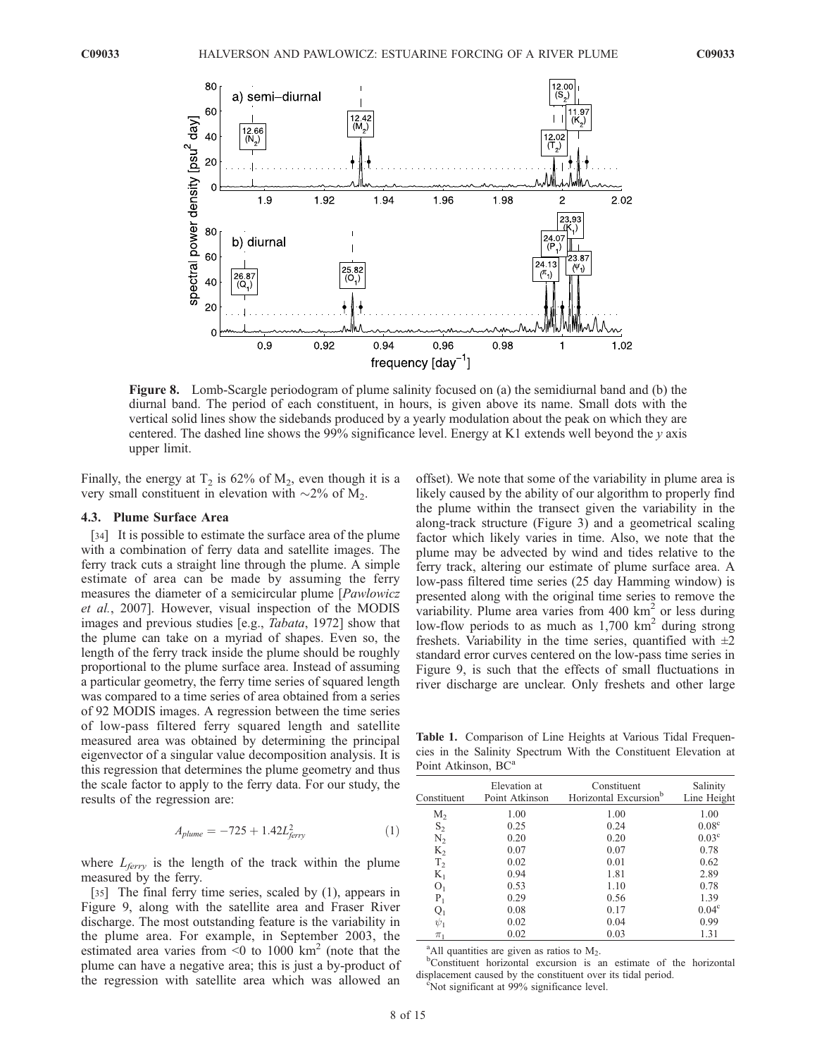a) semi–diurnal

spectral power density [psu$^2$ day]

12.66 ($N_2$)

12.42 ($M_2$)

12.00 ($S_2$)

11.97 ($K_2$)

12.02 ($T_2$)

80
60
40
20
0

1.9 1.92 1.94 1.96 1.98 2 2.02

b) diurnal

26.87 ($Q_1$)

25.82 ($O_1$)

23.93 ($K_1$)

24.07 ($P_1$)

23.87 ($\psi_1$)

24.13 ($\pi_1$)

80
60
40
20
0

0.9 0.92 0.94 0.96 0.98 1 1.02

frequency [day$^{-1}$]

**Figure 8.** Lomb-Scargle periodogram of plume salinity focused on (a) the semidiurnal band and (b) the diurnal band. The period of each constituent, in hours, is given above its name. Small dots with the vertical solid lines show the sidebands produced by a yearly modulation about the peak on which they are centered. The dashed line shows the 99% significance level. Energy at K1 extends well beyond the *y* axis upper limit.

Finally, the energy at $T_2$ is 62% of $M_2$, even though it is a very small constituent in elevation with ~2% of $M_2$.

### 4.3. Plume Surface Area

[34] It is possible to estimate the surface area of the plume with a combination of ferry data and satellite images. The ferry track cuts a straight line through the plume. A simple estimate of area can be made by assuming the ferry measures the diameter of a semicircular plume [*Pawlowicz et al.*, 2007]. However, visual inspection of the MODIS images and previous studies [e.g., *Tabata*, 1972] show that the plume can take on a myriad of shapes. Even so, the length of the ferry track inside the plume should be roughly proportional to the plume surface area. Instead of assuming a particular geometry, the ferry time series of squared length was compared to a time series of area obtained from a series of 92 MODIS images. A regression between the time series of low-pass filtered ferry squared length and satellite measured area was obtained by determining the principal eigenvector of a singular value decomposition analysis. It is this regression that determines the plume geometry and thus the scale factor to apply to the ferry data. For our study, the results of the regression are:

$$A_{plume} = -725 + 1.42L_{ferry}^2 \tag{1}$$

where $L_{ferry}$ is the length of the track within the plume measured by the ferry.

[35] The final ferry time series, scaled by (1), appears in Figure 9, along with the satellite area and Fraser River discharge. The most outstanding feature is the variability in the plume area. For example, in September 2003, the estimated area varies from <0 to 1000 km$^2$ (note that the plume can have a negative area; this is just a by-product of the regression with satellite area which was allowed an offset). We note that some of the variability in plume area is likely caused by the ability of our algorithm to properly find the plume within the transect given the variability in the along-track structure (Figure 3) and a geometrical scaling factor which likely varies in time. Also, we note that the plume may be advected by wind and tides relative to the ferry track, altering our estimate of plume surface area. A low-pass filtered time series (25 day Hamming window) is presented along with the original time series to remove the variability. Plume area varies from 400 km$^2$ or less during low-flow periods to as much as 1,700 km$^2$ during strong freshets. Variability in the time series, quantified with ±2 standard error curves centered on the low-pass time series in Figure 9, is such that the effects of small fluctuations in river discharge are unclear. Only freshets and other large

**Table 1.** Comparison of Line Heights at Various Tidal Frequencies in the Salinity Spectrum With the Constituent Elevation at Point Atkinson, BC[a]

| Constituent | Elevation at Point Atkinson | Constituent Horizontal Excursion[b] | Salinity Line Height |
|---|---|---|---|
| $M_2$ | 1.00 | 1.00 | 1.00 |
| $S_2$ | 0.25 | 0.24 | 0.08[c] |
| $N_2$ | 0.20 | 0.20 | 0.03[c] |
| $K_2$ | 0.07 | 0.07 | 0.78 |
| $T_2$ | 0.02 | 0.01 | 0.62 |
| $K_1$ | 0.94 | 1.81 | 2.89 |
| $O_1$ | 0.53 | 1.10 | 0.78 |
| $P_1$ | 0.29 | 0.56 | 1.39 |
| $Q_1$ | 0.08 | 0.17 | 0.04[c] |
| $\psi_1$ | 0.02 | 0.04 | 0.99 |
| $\pi_1$ | 0.02 | 0.03 | 1.31 |

[a]All quantities are given as ratios to $M_2$.

[b]Constituent horizontal excursion is an estimate of the horizontal displacement caused by the constituent over its tidal period.

[c]Not significant at 99% significance level.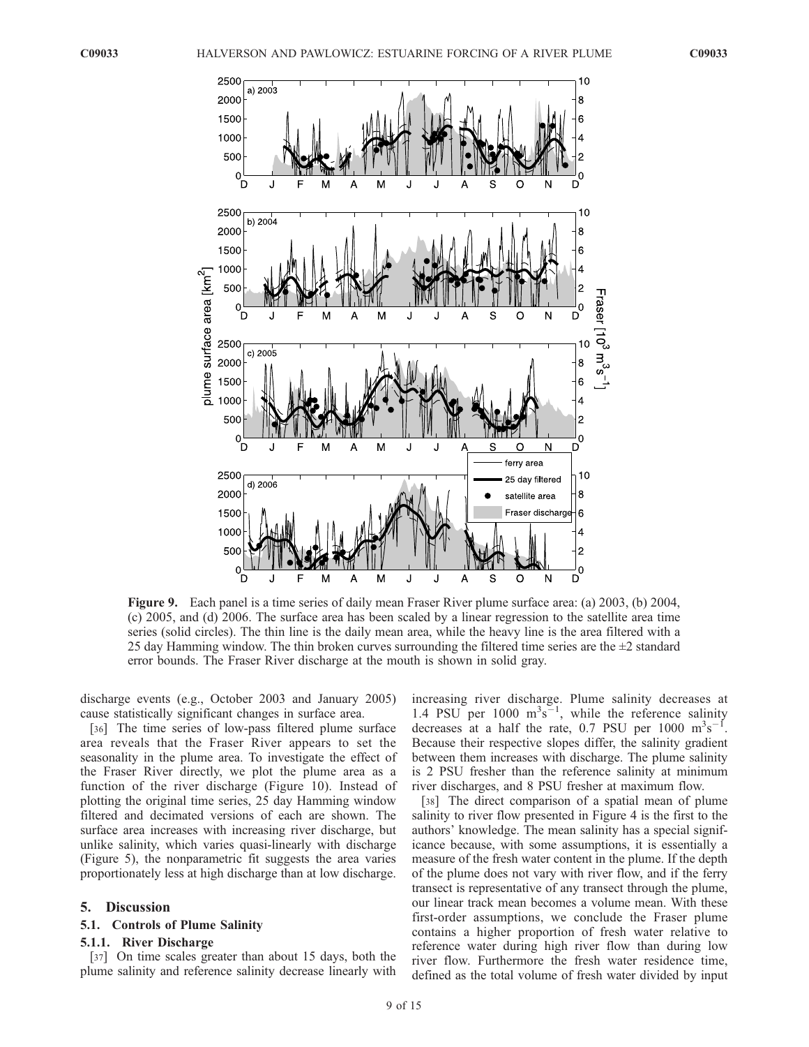a) 2003
b) 2004
c) 2005
d) 2006

plume surface area [km$^2$]

Fraser [10$^3$ m$^3$s$^{-1}$]

2500
2000
1500
1000
500
0

10
8
6
4
2
0

D J F M A M J J A S O N D

ferry area
25 day filtered
satellite area
Fraser discharge

**Figure 9.** Each panel is a time series of daily mean Fraser River plume surface area: (a) 2003, (b) 2004, (c) 2005, and (d) 2006. The surface area has been scaled by a linear regression to the satellite area time series (solid circles). The thin line is the daily mean area, while the heavy line is the area filtered with a 25 day Hamming window. The thin broken curves surrounding the filtered time series are the ±2 standard error bounds. The Fraser River discharge at the mouth is shown in solid gray.

discharge events (e.g., October 2003 and January 2005) cause statistically significant changes in surface area.

[36] The time series of low-pass filtered plume surface area reveals that the Fraser River appears to set the seasonality in the plume area. To investigate the effect of the Fraser River directly, we plot the plume area as a function of the river discharge (Figure 10). Instead of plotting the original time series, 25 day Hamming window filtered and decimated versions of each are shown. The surface area increases with increasing river discharge, but unlike salinity, which varies quasi-linearly with discharge (Figure 5), the nonparametric fit suggests the area varies proportionately less at high discharge than at low discharge.

## 5. Discussion

### 5.1. Controls of Plume Salinity

#### 5.1.1. River Discharge

[37] On time scales greater than about 15 days, both the plume salinity and reference salinity decrease linearly with increasing river discharge. Plume salinity decreases at 1.4 PSU per 1000 $m^3s^{-1}$, while the reference salinity decreases at a half the rate, 0.7 PSU per 1000 $m^3s^{-1}$. Because their respective slopes differ, the salinity gradient between them increases with discharge. The plume salinity is 2 PSU fresher than the reference salinity at minimum river discharges, and 8 PSU fresher at maximum flow.

[38] The direct comparison of a spatial mean of plume salinity to river flow presented in Figure 4 is the first to the authors' knowledge. The mean salinity has a special significance because, with some assumptions, it is essentially a measure of the fresh water content in the plume. If the depth of the plume does not vary with river flow, and if the ferry transect is representative of any transect through the plume, our linear track mean becomes a volume mean. With these first-order assumptions, we conclude the Fraser plume contains a higher proportion of fresh water relative to reference water during high river flow than during low river flow. Furthermore the fresh water residence time, defined as the total volume of fresh water divided by input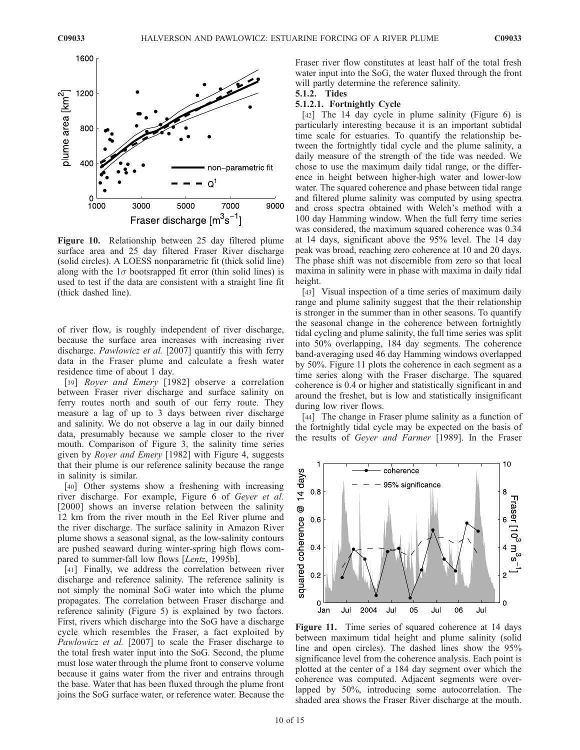1600

1200

800

400

0

plume area [km$^2$]

1000 3000 5000 7000 9000

Fraser discharge [m$^3$s$^{-1}$]

non-parametric fit

$Q^1$

**Figure 10.** Relationship between 25 day filtered plume surface area and 25 day filtered Fraser River discharge (solid circles). A LOESS nonparametric fit (thick solid line) along with the $1\sigma$ bootsrapped fit error (thin solid lines) is used to test if the data are consistent with a straight line fit (thick dashed line).

of river flow, is roughly independent of river discharge, because the surface area increases with increasing river discharge. *Pawlowicz et al.* [2007] quantify this with ferry data in the Fraser plume and calculate a fresh water residence time of about 1 day.

[39] *Royer and Emery* [1982] observe a correlation between Fraser river discharge and surface salinity on ferry routes north and south of our ferry route. They measure a lag of up to 3 days between river discharge and salinity. We do not observe a lag in our daily binned data, presumably because we sample closer to the river mouth. Comparison of Figure 3, the salinity time series given by *Royer and Emery* [1982] with Figure 4, suggests that their plume is our reference salinity because the range in salinity is similar.

[40] Other systems show a freshening with increasing river discharge. For example, Figure 6 of *Geyer et al.* [2000] shows an inverse relation between the salinity 12 km from the river mouth in the Eel River plume and the river discharge. The surface salinity in Amazon River plume shows a seasonal signal, as the low-salinity contours are pushed seaward during winter-spring high flows compared to summer-fall low flows [*Lentz*, 1995b].

[41] Finally, we address the correlation between river discharge and reference salinity. The reference salinity is not simply the nominal SoG water into which the plume propagates. The correlation between Fraser discharge and reference salinity (Figure 5) is explained by two factors. First, rivers which discharge into the SoG have a discharge cycle which resembles the Fraser, a fact exploited by *Pawlowicz et al.* [2007] to scale the Fraser discharge to the total fresh water input into the SoG. Second, the plume must lose water through the plume front to conserve volume because it gains water from the river and entrains through the base. Water that has been fluxed through the plume front joins the SoG surface water, or reference water. Because the Fraser river flow constitutes at least half of the total fresh water input into the SoG, the water fluxed through the front will partly determine the reference salinity.

### 5.1.2. Tides

#### 5.1.2.1. Fortnightly Cycle

[42] The 14 day cycle in plume salinity (Figure 6) is particularly interesting because it is an important subtidal time scale for estuaries. To quantify the relationship between the fortnightly tidal cycle and the plume salinity, a daily measure of the strength of the tide was needed. We chose to use the maximum daily tidal range, or the difference in height between higher-high water and lower-low water. The squared coherence and phase between tidal range and filtered plume salinity was computed by using spectra and cross spectra obtained with Welch's method with a 100 day Hamming window. When the full ferry time series was considered, the maximum squared coherence was 0.34 at 14 days, significant above the 95% level. The 14 day peak was broad, reaching zero coherence at 10 and 20 days. The phase shift was not discernible from zero so that local maxima in salinity were in phase with maxima in daily tidal height.

[43] Visual inspection of a time series of maximum daily range and plume salinity suggest that the their relationship is stronger in the summer than in other seasons. To quantify the seasonal change in the coherence between fortnightly tidal cycling and plume salinity, the full time series was split into 50% overlapping, 184 day segments. The coherence band-averaging used 46 day Hamming windows overlapped by 50%. Figure 11 plots the coherence in each segment as a time series along with the Fraser discharge. The squared coherence is 0.4 or higher and statistically significant in and around the freshet, but is low and statistically insignificant during low river flows.

[44] The change in Fraser plume salinity as a function of the fortnightly tidal cycle may be expected on the basis of the results of *Geyer and Farmer* [1989]. In the Fraser

squared coherence @ 14 days

1 0.8 0.6 0.4 0.2 0

Jan Jul 2004 Jul 05 Jul 06 Jul

coherence

95% significance

Fraser [$10^3$ m$^3$s$^{-1}$]

10 8 6 4 2 0

**Figure 11.** Time series of squared coherence at 14 days between maximum tidal height and plume salinity (solid line and open circles). The dashed lines show the 95% significance level from the coherence analysis. Each point is plotted at the center of a 184 day segment over which the coherence was computed. Adjacent segments were overlapped by 50%, introducing some autocorrelation. The shaded area shows the Fraser River discharge at the mouth.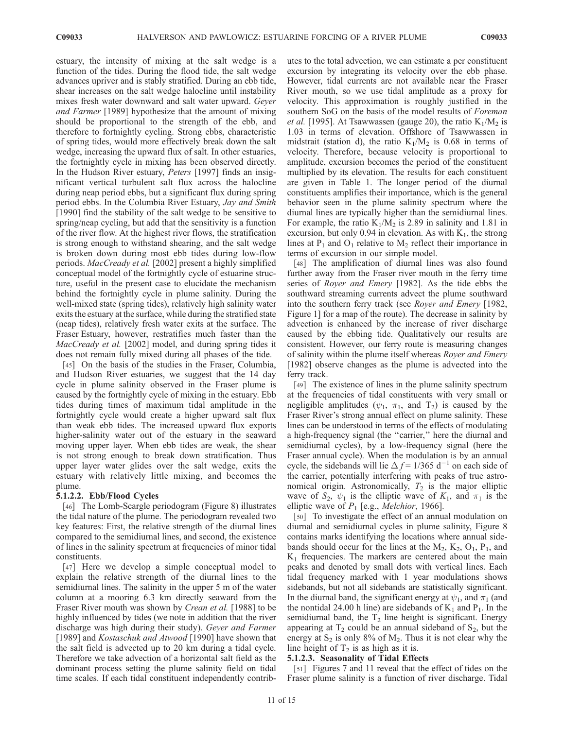estuary, the intensity of mixing at the salt wedge is a function of the tides. During the flood tide, the salt wedge advances upriver and is stably stratified. During an ebb tide, shear increases on the salt wedge halocline until instability mixes fresh water downward and salt water upward. *Geyer and Farmer* [1989] hypothesize that the amount of mixing should be proportional to the strength of the ebb, and therefore to fortnightly cycling. Strong ebbs, characteristic of spring tides, would more effectively break down the salt wedge, increasing the upward flux of salt. In other estuaries, the fortnightly cycle in mixing has been observed directly. In the Hudson River estuary, *Peters* [1997] finds an insignificant vertical turbulent salt flux across the halocline during neap period ebbs, but a significant flux during spring period ebbs. In the Columbia River Estuary, *Jay and Smith* [1990] find the stability of the salt wedge to be sensitive to spring/neap cycling, but add that the sensitivity is a function of the river flow. At the highest river flows, the stratification is strong enough to withstand shearing, and the salt wedge is broken down during most ebb tides during low-flow periods. *MacCready et al.* [2002] present a highly simplified conceptual model of the fortnightly cycle of estuarine structure, useful in the present case to elucidate the mechanism behind the fortnightly cycle in plume salinity. During the well-mixed state (spring tides), relatively high salinity water exits the estuary at the surface, while during the stratified state (neap tides), relatively fresh water exits at the surface. The Fraser Estuary, however, restratifies much faster than the *MacCready et al.* [2002] model, and during spring tides it does not remain fully mixed during all phases of the tide.

[45] On the basis of the studies in the Fraser, Columbia, and Hudson River estuaries, we suggest that the 14 day cycle in plume salinity observed in the Fraser plume is caused by the fortnightly cycle of mixing in the estuary. Ebb tides during times of maximum tidal amplitude in the fortnightly cycle would create a higher upward salt flux than weak ebb tides. The increased upward flux exports higher-salinity water out of the estuary in the seaward moving upper layer. When ebb tides are weak, the shear is not strong enough to break down stratification. Thus upper layer water glides over the salt wedge, exits the estuary with relatively little mixing, and becomes the plume.

#### 5.1.2.2. Ebb/Flood Cycles

[46] The Lomb-Scargle periodogram (Figure 8) illustrates the tidal nature of the plume. The periodogram revealed two key features: First, the relative strength of the diurnal lines compared to the semidiurnal lines, and second, the existence of lines in the salinity spectrum at frequencies of minor tidal constituents.

[47] Here we develop a simple conceptual model to explain the relative strength of the diurnal lines to the semidiurnal lines. The salinity in the upper 5 m of the water column at a mooring 6.3 km directly seaward from the Fraser River mouth was shown by *Crean et al.* [1988] to be highly influenced by tides (we note in addition that the river discharge was high during their study). *Geyer and Farmer* [1989] and *Kostaschuk and Atwood* [1990] have shown that the salt field is advected up to 20 km during a tidal cycle. Therefore we take advection of a horizontal salt field as the dominant process setting the plume salinity field on tidal time scales. If each tidal constituent independently contributes to the total advection, we can estimate a per constituent excursion by integrating its velocity over the ebb phase. However, tidal currents are not available near the Fraser River mouth, so we use tidal amplitude as a proxy for velocity. This approximation is roughly justified in the southern SoG on the basis of the model results of *Foreman et al.* [1995]. At Tsawwassen (gauge 20), the ratio $K_1/M_2$ is 1.03 in terms of elevation. Offshore of Tsawwassen in midstrait (station d), the ratio $K_1/M_2$ is 0.68 in terms of velocity. Therefore, because velocity is proportional to amplitude, excursion becomes the period of the constituent multiplied by its elevation. The results for each constituent are given in Table 1. The longer period of the diurnal constituents amplifies their importance, which is the general behavior seen in the plume salinity spectrum where the diurnal lines are typically higher than the semidiurnal lines. For example, the ratio $K_1/M_2$ is 2.89 in salinity and 1.81 in excursion, but only 0.94 in elevation. As with $K_1$, the strong lines at $P_1$ and $O_1$ relative to $M_2$ reflect their importance in terms of excursion in our simple model.

[48] The amplification of diurnal lines was also found further away from the Fraser river mouth in the ferry time series of *Royer and Emery* [1982]. As the tide ebbs the southward streaming currents advect the plume southward into the southern ferry track (see *Royer and Emery* [1982, Figure 1] for a map of the route). The decrease in salinity by advection is enhanced by the increase of river discharge caused by the ebbing tide. Qualitatively our results are consistent. However, our ferry route is measuring changes of salinity within the plume itself whereas *Royer and Emery* [1982] observe changes as the plume is advected into the ferry track.

[49] The existence of lines in the plume salinity spectrum at the frequencies of tidal constituents with very small or negligible amplitudes ($\psi_1$, $\pi_1$, and $T_2$) is caused by the Fraser River's strong annual effect on plume salinity. These lines can be understood in terms of the effects of modulating a high-frequency signal (the "carrier," here the diurnal and semidiurnal cycles), by a low-frequency signal (here the Fraser annual cycle). When the modulation is by an annual cycle, the sidebands will lie $\Delta f = 1/365\ \mathrm{d}^{-1}$ on each side of the carrier, potentially interfering with peaks of true astronomical origin. Astronomically, $T_2$ is the major elliptic wave of $S_2$, $\psi_1$ is the elliptic wave of $K_1$, and $\pi_1$ is the elliptic wave of $P_1$ [e.g., *Melchior*, 1966].

[50] To investigate the effect of an annual modulation on diurnal and semidiurnal cycles in plume salinity, Figure 8 contains marks identifying the locations where annual sidebands should occur for the lines at the $M_2$, $K_2$, $O_1$, $P_1$, and $K_1$ frequencies. The markers are centered about the main peaks and denoted by small dots with vertical lines. Each tidal frequency marked with 1 year modulations shows sidebands, but not all sidebands are statistically significant. In the diurnal band, the significant energy at $\psi_1$, and $\pi_1$ (and the nontidal 24.00 h line) are sidebands of $K_1$ and $P_1$. In the semidiurnal band, the $T_2$ line height is significant. Energy appearing at $T_2$ could be an annual sideband of $S_2$, but the energy at $S_2$ is only 8% of $M_2$. Thus it is not clear why the line height of $T_2$ is as high as it is.

#### 5.1.2.3. Seasonality of Tidal Effects

[51] Figures 7 and 11 reveal that the effect of tides on the Fraser plume salinity is a function of river discharge. Tidal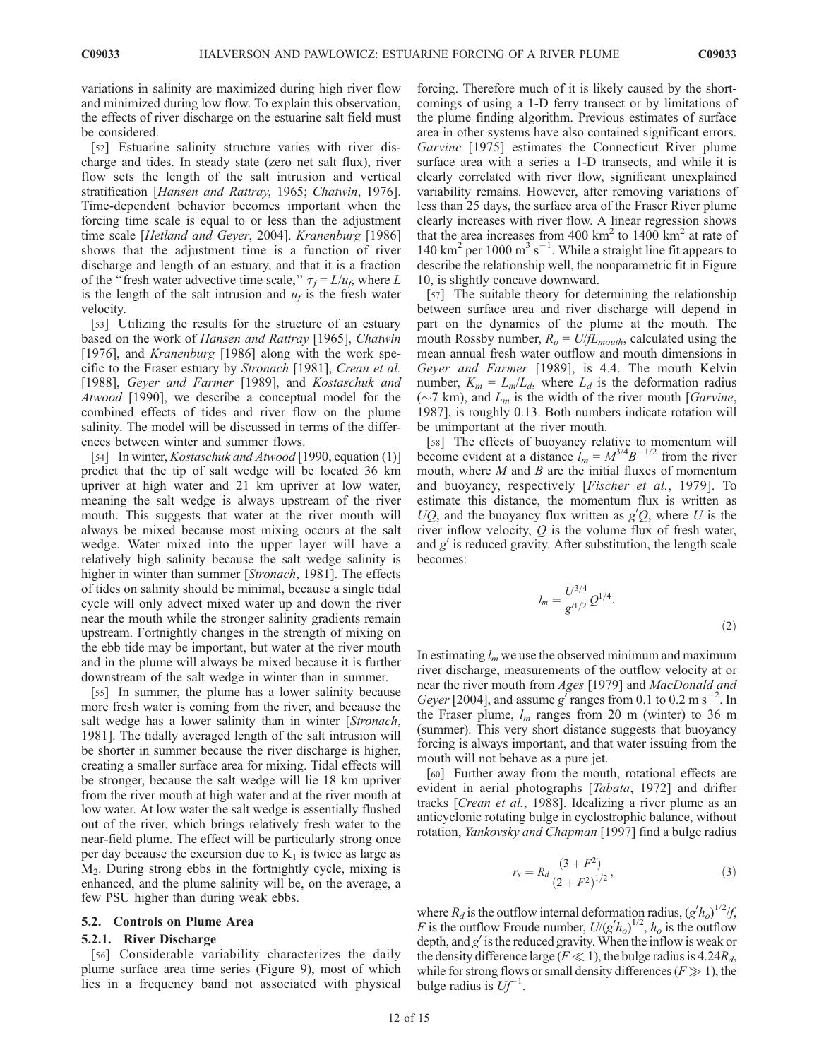variations in salinity are maximized during high river flow and minimized during low flow. To explain this observation, the effects of river discharge on the estuarine salt field must be considered.

[52] Estuarine salinity structure varies with river discharge and tides. In steady state (zero net salt flux), river flow sets the length of the salt intrusion and vertical stratification [*Hansen and Rattray*, 1965; *Chatwin*, 1976]. Time-dependent behavior becomes important when the forcing time scale is equal to or less than the adjustment time scale [*Hetland and Geyer*, 2004]. *Kranenburg* [1986] shows that the adjustment time is a function of river discharge and length of an estuary, and that it is a fraction of the "fresh water advective time scale," $\tau_f = L/u_f$, where $L$ is the length of the salt intrusion and $u_f$ is the fresh water velocity.

[53] Utilizing the results for the structure of an estuary based on the work of *Hansen and Rattray* [1965], *Chatwin* [1976], and *Kranenburg* [1986] along with the work specific to the Fraser estuary by *Stronach* [1981], *Crean et al.* [1988], *Geyer and Farmer* [1989], and *Kostaschuk and Atwood* [1990], we describe a conceptual model for the combined effects of tides and river flow on the plume salinity. The model will be discussed in terms of the differences between winter and summer flows.

[54] In winter, *Kostaschuk and Atwood* [1990, equation (1)] predict that the tip of salt wedge will be located 36 km upriver at high water and 21 km upriver at low water, meaning the salt wedge is always upstream of the river mouth. This suggests that water at the river mouth will always be mixed because most mixing occurs at the salt wedge. Water mixed into the upper layer will have a relatively high salinity because the salt wedge salinity is higher in winter than summer [*Stronach*, 1981]. The effects of tides on salinity should be minimal, because a single tidal cycle will only advect mixed water up and down the river near the mouth while the stronger salinity gradients remain upstream. Fortnightly changes in the strength of mixing on the ebb tide may be important, but water at the river mouth and in the plume will always be mixed because it is further downstream of the salt wedge in winter than in summer.

[55] In summer, the plume has a lower salinity because more fresh water is coming from the river, and because the salt wedge has a lower salinity than in winter [*Stronach*, 1981]. The tidally averaged length of the salt intrusion will be shorter in summer because the river discharge is higher, creating a smaller surface area for mixing. Tidal effects will be stronger, because the salt wedge will lie 18 km upriver from the river mouth at high water and at the river mouth at low water. At low water the salt wedge is essentially flushed out of the river, which brings relatively fresh water to the near-field plume. The effect will be particularly strong once per day because the excursion due to $K_1$ is twice as large as $M_2$. During strong ebbs in the fortnightly cycle, mixing is enhanced, and the plume salinity will be, on the average, a few PSU higher than during weak ebbs.

## 5.2. Controls on Plume Area

### 5.2.1. River Discharge

[56] Considerable variability characterizes the daily plume surface area time series (Figure 9), most of which lies in a frequency band not associated with physical forcing. Therefore much of it is likely caused by the shortcomings of using a 1-D ferry transect or by limitations of the plume finding algorithm. Previous estimates of surface area in other systems have also contained significant errors. *Garvine* [1975] estimates the Connecticut River plume surface area with a series a 1-D transects, and while it is clearly correlated with river flow, significant unexplained variability remains. However, after removing variations of less than 25 days, the surface area of the Fraser River plume clearly increases with river flow. A linear regression shows that the area increases from 400 km$^2$ to 1400 km$^2$ at rate of 140 km$^2$ per 1000 m$^3$ s$^{-1}$. While a straight line fit appears to describe the relationship well, the nonparametric fit in Figure 10, is slightly concave downward.

[57] The suitable theory for determining the relationship between surface area and river discharge will depend in part on the dynamics of the plume at the mouth. The mouth Rossby number, $R_o = U/fL_{mouth}$, calculated using the mean annual fresh water outflow and mouth dimensions in *Geyer and Farmer* [1989], is 4.4. The mouth Kelvin number, $K_m = L_m/L_d$, where $L_d$ is the deformation radius (~7 km), and $L_m$ is the width of the river mouth [*Garvine*, 1987], is roughly 0.13. Both numbers indicate rotation will be unimportant at the river mouth.

[58] The effects of buoyancy relative to momentum will become evident at a distance $l_m = M^{3/4}B^{-1/2}$ from the river mouth, where $M$ and $B$ are the initial fluxes of momentum and buoyancy, respectively [*Fischer et al.*, 1979]. To estimate this distance, the momentum flux is written as $UQ$, and the buoyancy flux written as $g'Q$, where $U$ is the river inflow velocity, $Q$ is the volume flux of fresh water, and $g'$ is reduced gravity. After substitution, the length scale becomes:

$$l_m = \frac{U^{3/4}}{g'^{1/2}} Q^{1/4}. \tag{2}$$

In estimating $l_m$ we use the observed minimum and maximum river discharge, measurements of the outflow velocity at or near the river mouth from *Ages* [1979] and *MacDonald and Geyer* [2004], and assume $g'$ ranges from 0.1 to 0.2 m s$^{-2}$. In the Fraser plume, $l_m$ ranges from 20 m (winter) to 36 m (summer). This very short distance suggests that buoyancy forcing is always important, and that water issuing from the mouth will not behave as a pure jet.

[60] Further away from the mouth, rotational effects are evident in aerial photographs [*Tabata*, 1972] and drifter tracks [*Crean et al.*, 1988]. Idealizing a river plume as an anticyclonic rotating bulge in cyclostrophic balance, without rotation, *Yankovsky and Chapman* [1997] find a bulge radius

$$r_s = R_d \frac{(3 + F^2)}{(2 + F^2)^{1/2}}, \tag{3}$$

where $R_d$ is the outflow internal deformation radius, $(g'h_o)^{1/2}/f$, $F$ is the outflow Froude number, $U/(g'h_o)^{1/2}$, $h_o$ is the outflow depth, and $g'$ is the reduced gravity. When the inflow is weak or the density difference large ($F \ll 1$), the bulge radius is $4.24R_d$, while for strong flows or small density differences ($F \gg 1$), the bulge radius is $Uf^{-1}$.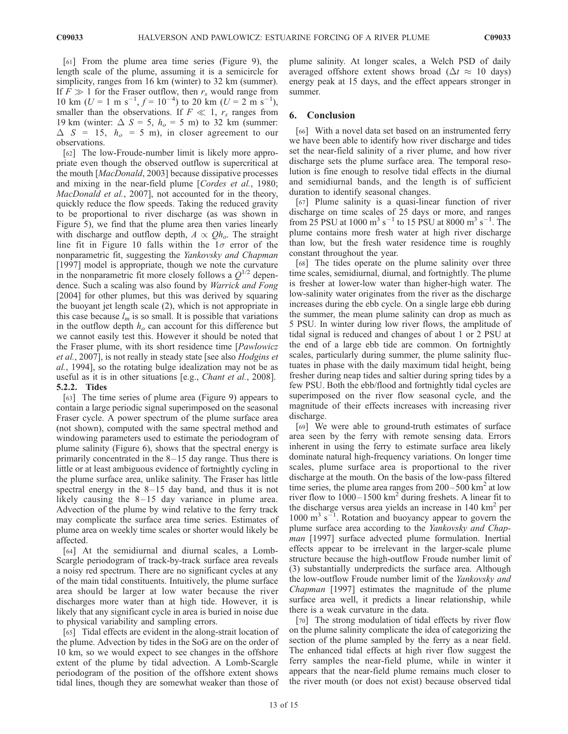[61] From the plume area time series (Figure 9), the length scale of the plume, assuming it is a semicircle for simplicity, ranges from 16 km (winter) to 32 km (summer). If $F \gg 1$ for the Fraser outflow, then $r_s$ would range from 10 km ($U = 1$ m s$^{-1}$, $f = 10^{-4}$) to 20 km ($U = 2$ m s$^{-1}$), smaller than the observations. If $F \ll 1$, $r_s$ ranges from 19 km (winter: $\Delta$ $S = 5$, $h_o = 5$ m) to 32 km (summer: $\Delta$ $S = 15$, $h_o = 5$ m), in closer agreement to our observations.

[62] The low-Froude-number limit is likely more appropriate even though the observed outflow is supercritical at the mouth [*MacDonald*, 2003] because dissipative processes and mixing in the near-field plume [*Cordes et al.*, 1980; *MacDonald et al.*, 2007], not accounted for in the theory, quickly reduce the flow speeds. Taking the reduced gravity to be proportional to river discharge (as was shown in Figure 5), we find that the plume area then varies linearly with discharge and outflow depth, $A \propto Qh_o$. The straight line fit in Figure 10 falls within the $1\sigma$ error of the nonparametric fit, suggesting the *Yankovsky and Chapman* [1997] model is appropriate, though we note the curvature in the nonparametric fit more closely follows a $Q^{1/2}$ dependence. Such a scaling was also found by *Warrick and Fong* [2004] for other plumes, but this was derived by squaring the buoyant jet length scale (2), which is not appropriate in this case because $l_m$ is so small. It is possible that variations in the outflow depth $h_o$ can account for this difference but we cannot easily test this. However it should be noted that the Fraser plume, with its short residence time [*Pawlowicz et al.*, 2007], is not really in steady state [see also *Hodgins et al.*, 1994], so the rotating bulge idealization may not be as useful as it is in other situations [e.g., *Chant et al.*, 2008].

### 5.2.2. Tides

[63] The time series of plume area (Figure 9) appears to contain a large periodic signal superimposed on the seasonal Fraser cycle. A power spectrum of the plume surface area (not shown), computed with the same spectral method and windowing parameters used to estimate the periodogram of plume salinity (Figure 6), shows that the spectral energy is primarily concentrated in the 8–15 day range. Thus there is little or at least ambiguous evidence of fortnightly cycling in the plume surface area, unlike salinity. The Fraser has little spectral energy in the 8–15 day band, and thus it is not likely causing the 8–15 day variance in plume area. Advection of the plume by wind relative to the ferry track may complicate the surface area time series. Estimates of plume area on weekly time scales or shorter would likely be affected.

[64] At the semidiurnal and diurnal scales, a Lomb-Scargle periodogram of track-by-track surface area reveals a noisy red spectrum. There are no significant cycles at any of the main tidal constituents. Intuitively, the plume surface area should be larger at low water because the river discharges more water than at high tide. However, it is likely that any significant cycle in area is buried in noise due to physical variability and sampling errors.

[65] Tidal effects are evident in the along-strait location of the plume. Advection by tides in the SoG are on the order of 10 km, so we would expect to see changes in the offshore extent of the plume by tidal advection. A Lomb-Scargle periodogram of the position of the offshore extent shows tidal lines, though they are somewhat weaker than those of plume salinity. At longer scales, a Welch PSD of daily averaged offshore extent ($\Delta t \approx 10$ days) energy peak at 15 days, and the effect appears stronger in summer.

## 6. Conclusion

[66] With a novel data set based on an instrumented ferry we have been able to identify how river discharge and tides set the near-field salinity of a river plume, and how river discharge sets the plume surface area. The temporal resolution is fine enough to resolve tidal effects in the diurnal and semidiurnal bands, and the length is of sufficient duration to identify seasonal changes.

[67] Plume salinity is a quasi-linear function of river discharge on time scales of 25 days or more, and ranges from 25 PSU at 1000 m$^3$ s$^{-1}$ to 15 PSU at 8000 m$^3$ s$^{-1}$. The plume contains more fresh water at high river discharge than low, but the fresh water residence time is roughly constant throughout the year.

[68] The tides operate on the plume salinity over three time scales, semidiurnal, diurnal, and fortnightly. The plume is fresher at lower-low water than higher-high water. The low-salinity water originates from the river as the discharge increases during the ebb cycle. On a single large ebb during the summer, the mean plume salinity can drop as much as 5 PSU. In winter during low river flows, the amplitude of tidal signal is reduced and changes of about 1 or 2 PSU at the end of a large ebb tide are common. On fortnightly scales, particularly during summer, the plume salinity fluctuates in phase with the daily maximum tidal height, being fresher during neap tides and saltier during spring tides by a few PSU. Both the ebb/flood and fortnightly tidal cycles are superimposed on the river flow seasonal cycle, and the magnitude of their effects increases with increasing river discharge.

[69] We were able to ground-truth estimates of surface area seen by the ferry with remote sensing data. Errors inherent in using the ferry to estimate surface area likely dominate natural high-frequency variations. On longer time scales, plume surface area is proportional to the river discharge at the mouth. On the basis of the low-pass filtered time series, the plume area ranges from 200–500 km$^2$ at low river flow to 1000–1500 km$^2$ during freshets. A linear fit to the discharge versus area yields an increase in 140 km$^2$ per 1000 m$^3$ s$^{-1}$. Rotation and buoyancy appear to govern the plume surface area according to the *Yankovsky and Chapman* [1997] surface advected plume formulation. Inertial effects appear to be irrelevant in the larger-scale plume structure because the high-outflow Froude number limit of (3) substantially underpredicts the surface area. Although the low-outflow Froude number limit of the *Yankovsky and Chapman* [1997] estimates the magnitude of the plume surface area well, it predicts a linear relationship, while there is a weak curvature in the data.

[70] The strong modulation of tidal effects by river flow on the plume salinity complicate the idea of categorizing the section of the plume sampled by the ferry as a near field. The enhanced tidal effects at high river flow suggest the ferry samples the near-field plume, while in winter it appears that the near-field plume remains much closer to the river mouth (or does not exist) because observed tidal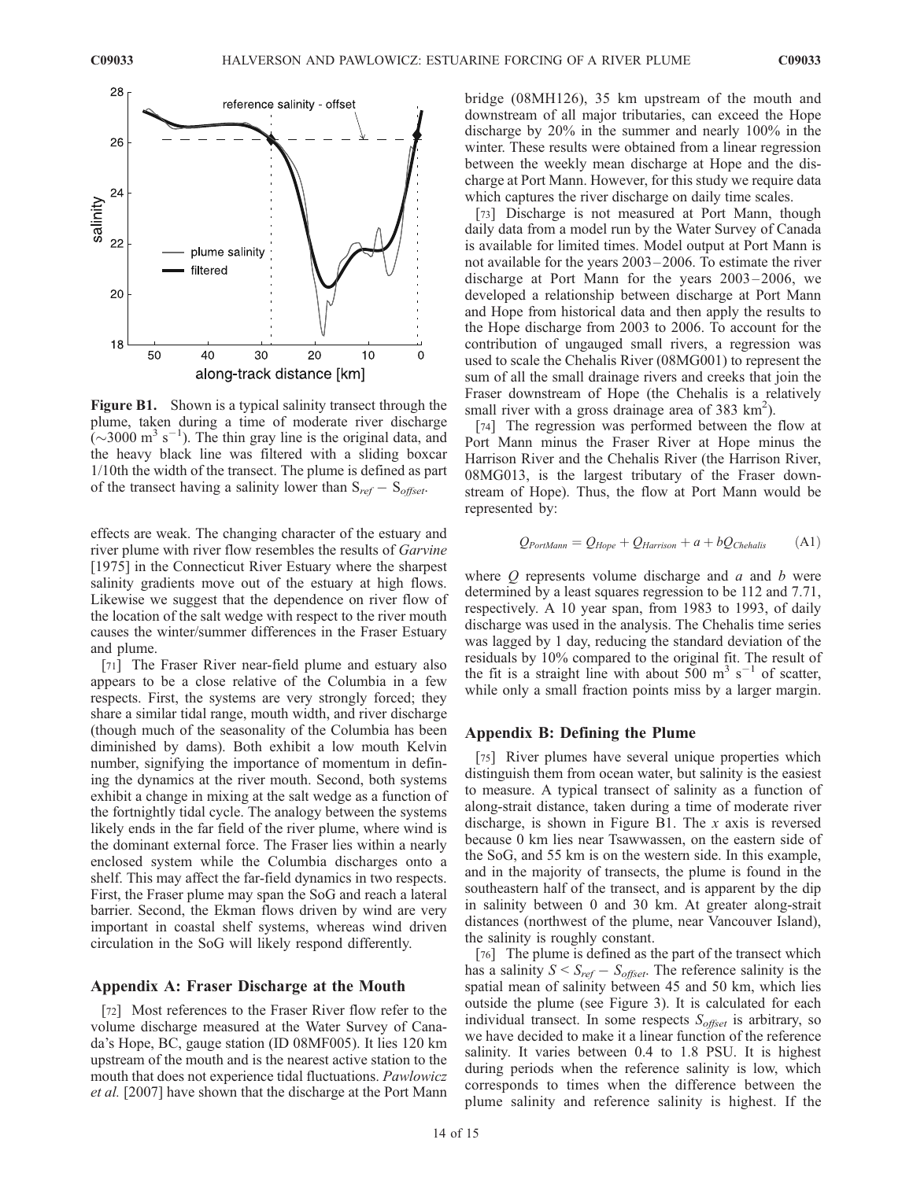28

reference salinity - offset

26

24

salinity

22

plume salinity

filtered

20

18

50 40 30 20 10 0

along-track distance [km]

**Figure B1.** Shown is a typical salinity transect through the plume, taken during a time of moderate river discharge ($\sim$3000 $m^3 s^{-1}$). The thin gray line is the original data, and the heavy black line was filtered with a sliding boxcar 1/10th the width of the transect. The plume is defined as part of the transect having a salinity lower than $S_{ref} - S_{offset}$.

effects are weak. The changing character of the estuary and river plume with river flow resembles the results of *Garvine* [1975] in the Connecticut River Estuary where the sharpest salinity gradients move out of the estuary at high flows. Likewise we suggest that the dependence on river flow of the location of the salt wedge with respect to the river mouth causes the winter/summer differences in the Fraser Estuary and plume.

[71] The Fraser River near-field plume and estuary also appears to be a close relative of the Columbia in a few respects. First, the systems are very strongly forced; they share a similar tidal range, mouth width, and river discharge (though much of the seasonality of the Columbia has been diminished by dams). Both exhibit a low mouth Kelvin number, signifying the importance of momentum in defining the dynamics at the river mouth. Second, both systems exhibit a change in mixing at the salt wedge as a function of the fortnightly tidal cycle. The analogy between the systems likely ends in the far field of the river plume, where wind is the dominant external force. The Fraser lies within a nearly enclosed system while the Columbia discharges onto a shelf. This may affect the far-field dynamics in two respects. First, the Fraser plume may span the SoG and reach a lateral barrier. Second, the Ekman flows driven by wind are very important in coastal shelf systems, whereas wind driven circulation in the SoG will likely respond differently.

## Appendix A: Fraser Discharge at the Mouth

[72] Most references to the Fraser River flow refer to the volume discharge measured at the Water Survey of Canada's Hope, BC, gauge station (ID 08MF005). It lies 120 km upstream of the mouth and is the nearest active station to the mouth that does not experience tidal fluctuations. *Pawlowicz et al.* [2007] have shown that the discharge at the Port Mann bridge (08MH126), 35 km upstream of the mouth and downstream of all major tributaries, can exceed the Hope discharge by 20% in the summer and nearly 100% in the winter. These results were obtained from a linear regression between the weekly mean discharge at Hope and the discharge at Port Mann. However, for this study we require data which captures the river discharge on daily time scales.

[73] Discharge is not measured at Port Mann, though daily data from a model run by the Water Survey of Canada is available for limited times. Model output at Port Mann is not available for the years 2003–2006. To estimate the river discharge at Port Mann for the years 2003–2006, we developed a relationship between discharge at Port Mann and Hope from historical data and then apply the results to the Hope discharge from 2003 to 2006. To account for the contribution of ungauged small rivers, a regression was used to scale the Chehalis River (08MG001) to represent the sum of all the small drainage rivers and creeks that join the Fraser downstream of Hope (the Chehalis is a relatively small river with a gross drainage area of 383 $km^2$).

[74] The regression was performed between the flow at Port Mann minus the Fraser River at Hope minus the Harrison River and the Chehalis River (the Harrison River, 08MG013, is the largest tributary of the Fraser downstream of Hope). Thus, the flow at Port Mann would be represented by:

$$Q_{PortMann} = Q_{Hope} + Q_{Harrison} + a + bQ_{Chehalis} \qquad \text{(A1)}$$

where $Q$ represents volume discharge and $a$ and $b$ were determined by a least squares regression to be 112 and 7.71, respectively. A 10 year span, from 1983 to 1993, of daily discharge was used in the analysis. The Chehalis time series was lagged by 1 day, reducing the standard deviation of the residuals by 10% compared to the original fit. The result of the fit is a straight line with about 500 $m^3 s^{-1}$ of scatter, while only a small fraction points miss by a larger margin.

## Appendix B: Defining the Plume

[75] River plumes have several unique properties which distinguish them from ocean water, but salinity is the easiest to measure. A typical transect of salinity as a function of along-strait distance, taken during a time of moderate river discharge, is shown in Figure B1. The $x$ axis is reversed because 0 km lies near Tsawwassen, on the eastern side of the SoG, and 55 km is on the western side. In this example, and in the majority of transects, the plume is found in the southeastern half of the transect, and is apparent by the dip in salinity between 0 and 30 km. At greater along-strait distances (northwest of the plume, near Vancouver Island), the salinity is roughly constant.

[76] The plume is defined as the part of the transect which has a salinity $S < S_{ref} - S_{offset}$. The reference salinity is the spatial mean of salinity between 45 and 50 km, which lies outside the plume (see Figure 3). It is calculated for each individual transect. In some respects $S_{offset}$ is arbitrary, so we have decided to make it a linear function of the reference salinity. It varies between 0.4 to 1.8 PSU. It is highest during periods when the reference salinity is low, which corresponds to times when the difference between the plume salinity and reference salinity is highest. If the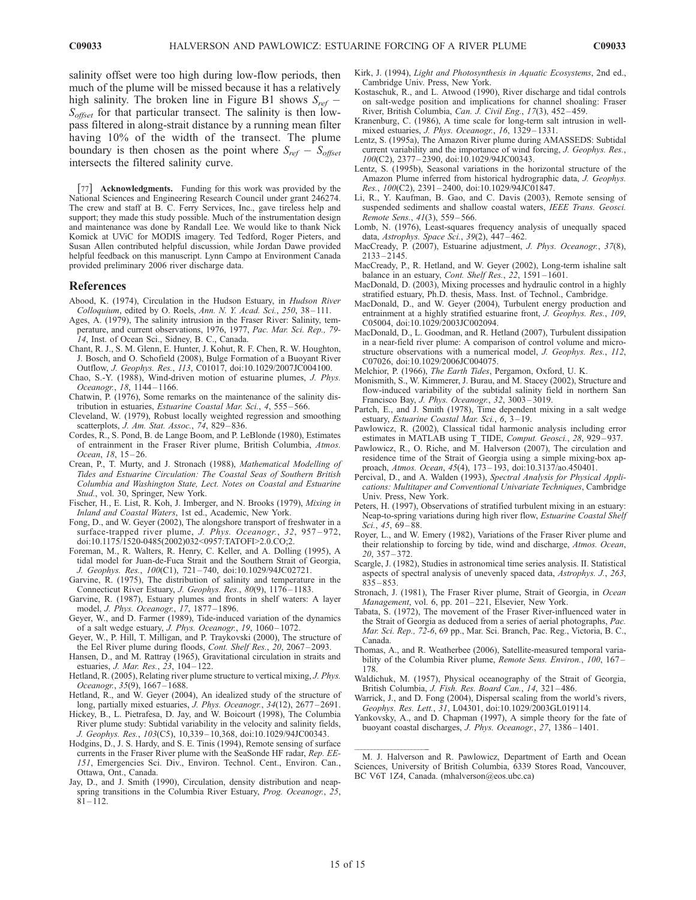salinity offset were too high during low-flow periods, then much of the plume will be missed because it has a relatively high salinity. The broken line in Figure B1 shows $S_{ref} - S_{offset}$ for that particular transect. The salinity is then low-pass filtered in along-strait distance by a running mean filter having 10% of the width of the transect. The plume boundary is then chosen as the point where $S_{ref} - S_{offset}$ intersects the filtered salinity curve.

[77] **Acknowledgments.** Funding for this work was provided by the National Sciences and Engineering Research Council under grant 246274. The crew and staff at B. C. Ferry Services, Inc., gave tireless help and support; they made this study possible. Much of the instrumentation design and maintenance was done by Randall Lee. We would like to thank Nick Komick at UViC for MODIS imagery. Ted Tedford, Roger Pieters, and Susan Allen contributed helpful discussion, while Jordan Dawe provided helpful feedback on this manuscript. Lynn Campo at Environment Canada provided preliminary 2006 river discharge data.

## References

Abood, K. (1974), Circulation in the Hudson Estuary, in *Hudson River Colloquium*, edited by O. Roels, *Ann. N. Y. Acad. Sci.*, *250*, 38–111.

Ages, A. (1979), The salinity intrusion in the Fraser River: Salinity, temperature, and current observations, 1976, 1977, *Pac. Mar. Sci. Rep., 79-14*, Inst. of Ocean Sci., Sidney, B. C., Canada.

Chant, R. J., S. M. Glenn, E. Hunter, J. Kohut, R. F. Chen, R. W. Houghton, J. Bosch, and O. Schofield (2008), Bulge Formation of a Buoyant River Outflow, *J. Geophys. Res.*, *113*, C01017, doi:10.1029/2007JC004100.

Chao, S.-Y. (1988), Wind-driven motion of estuarine plumes, *J. Phys. Oceanogr.*, *18*, 1144–1166.

Chatwin, P. (1976), Some remarks on the maintenance of the salinity distribution in estuaries, *Estuarine Coastal Mar. Sci.*, *4*, 555–566.

Cleveland, W. (1979), Robust locally weighted regression and smoothing scatterplots, *J. Am. Stat. Assoc.*, *74*, 829–836.

Cordes, R., S. Pond, B. de Lange Boom, and P. LeBlonde (1980), Estimates of entrainment in the Fraser River plume, British Columbia, *Atmos. Ocean*, *18*, 15–26.

Crean, P., T. Murty, and J. Stronach (1988), *Mathematical Modelling of Tides and Estuarine Circulation: The Coastal Seas of Southern British Columbia and Washington State, Lect. Notes on Coastal and Estuarine Stud.*, vol. 30, Springer, New York.

Fischer, H., E. List, R. Koh, J. Imberger, and N. Brooks (1979), *Mixing in Inland and Coastal Waters*, 1st ed., Academic, New York.

Fong, D., and W. Geyer (2002), The alongshore transport of freshwater in a surface-trapped river plume, *J. Phys. Oceanogr.*, *32*, 957–972, doi:10.1175/1520-0485(2002)032<0957:TATOFI>2.0.CO;2.

Foreman, M., R. Walters, R. Henry, C. Keller, and A. Dolling (1995), A tidal model for Juan-de-Fuca Strait and the Southern Strait of Georgia, *J. Geophys. Res.*, *100*(C1), 721–740, doi:10.1029/94JC02721.

Garvine, R. (1975), The distribution of salinity and temperature in the Connecticut River Estuary, *J. Geophys. Res.*, *80*(9), 1176–1183.

Garvine, R. (1987), Estuary plumes and fronts in shelf waters: A layer model, *J. Phys. Oceanogr.*, *17*, 1877–1896.

Geyer, W., and D. Farmer (1989), Tide-induced variation of the dynamics of a salt wedge estuary, *J. Phys. Oceanogr.*, *19*, 1060–1072.

Geyer, W., P. Hill, T. Milligan, and P. Traykovski (2000), The structure of the Eel River plume during floods, *Cont. Shelf Res.*, *20*, 2067–2093.

Hansen, D., and M. Rattray (1965), Gravitational circulation in straits and estuaries, *J. Mar. Res.*, *23*, 104–122.

Hetland, R. (2005), Relating river plume structure to vertical mixing, *J. Phys. Oceanogr.*, *35*(9), 1667–1688.

Hetland, R., and W. Geyer (2004), An idealized study of the structure of long, partially mixed estuaries, *J. Phys. Oceanogr.*, *34*(12), 2677–2691.

Hickey, B., L. Pietrafesa, D. Jay, and W. Boicourt (1998), The Columbia River plume study: Subtidal variability in the velocity and salinity fields, *J. Geophys. Res.*, *103*(C5), 10,339–10,368, doi:10.1029/94JC00343.

Hodgins, D., J. S. Hardy, and S. E. Tinis (1994), Remote sensing of surface currents in the Fraser River plume with the SeaSonde HF radar, *Rep. EE-151*, Emergencies Sci. Div., Environ. Technol. Cent., Environ. Can., Ottawa, Ont., Canada.

Jay, D., and J. Smith (1990), Circulation, density distribution and neap-spring transitions in the Columbia River Estuary, *Prog. Oceanogr.*, *25*, 81–112.

Kirk, J. (1994), *Light and Photosynthesis in Aquatic Ecosystems*, 2nd ed., Cambridge Univ. Press, New York.

Kostaschuk, R., and L. Atwood (1990), River discharge and tidal controls on salt-wedge position and implications for channel shoaling: Fraser River, British Columbia, *Can. J. Civil Eng.*, *17*(3), 452–459.

Kranenburg, C. (1986), A time scale for long-term salt intrusion in well-mixed estuaries, *J. Phys. Oceanogr.*, *16*, 1329–1331.

Lentz, S. (1995a), The Amazon River plume during AMASSEDS: Subtidal current variability and the importance of wind forcing, *J. Geophys. Res.*, *100*(C2), 2377–2390, doi:10.1029/94JC00343.

Lentz, S. (1995b), Seasonal variations in the horizontal structure of the Amazon Plume inferred from historical hydrographic data, *J. Geophys. Res.*, *100*(C2), 2391–2400, doi:10.1029/94JC01847.

Li, R., Y. Kaufman, B. Gao, and C. Davis (2003), Remote sensing of suspended sediments and shallow coastal waters, *IEEE Trans. Geosci. Remote Sens.*, *41*(3), 559–566.

Lomb, N. (1976), Least-squares frequency analysis of unequally spaced data, *Astrophys. Space Sci.*, *39*(2), 447–462.

MacCready, P. (2007), Estuarine adjustment, *J. Phys. Oceanogr.*, *37*(8), 2133–2145.

MacCready, P., R. Hetland, and W. Geyer (2002), Long-term isohaline salt balance in an estuary, *Cont. Shelf Res.*, *22*, 1591–1601.

MacDonald, D. (2003), Mixing processes and hydraulic control in a highly stratified estuary, Ph.D. thesis, Mass. Inst. of Technol., Cambridge.

MacDonald, D., and W. Geyer (2004), Turbulent energy production and entrainment at a highly stratified estuarine front, *J. Geophys. Res.*, *109*, C05004, doi:10.1029/2003JC002094.

MacDonald, D., L. Goodman, and R. Hetland (2007), Turbulent dissipation in a near-field river plume: A comparison of control volume and microstructure observations with a numerical model, *J. Geophys. Res.*, *112*, C07026, doi:10.1029/2006JC004075.

Melchior, P. (1966), *The Earth Tides*, Pergamon, Oxford, U. K.

Monismith, S., W. Kimmerer, J. Burau, and M. Stacey (2002), Structure and flow-induced variability of the subtidal salinity field in northern San Francisco Bay, *J. Phys. Oceanogr.*, *32*, 3003–3019.

Partch, E., and J. Smith (1978), Time dependent mixing in a salt wedge estuary, *Estuarine Coastal Mar. Sci.*, *6*, 3–19.

Pawlowicz, R. (2002), Classical tidal harmonic analysis including error estimates in MATLAB using T_TIDE, *Comput. Geosci.*, *28*, 929–937.

Pawlowicz, R., O. Riche, and M. Halverson (2007), The circulation and residence time of the Strait of Georgia using a simple mixing-box approach, *Atmos. Ocean*, *45*(4), 173–193, doi:10.3137/ao.450401.

Percival, D., and A. Walden (1993), *Spectral Analysis for Physical Applications: Multitaper and Conventional Univariate Techniques*, Cambridge Univ. Press, New York.

Peters, H. (1997), Observations of stratified turbulent mixing in an estuary: Neap-to-spring variations during high river flow, *Estuarine Coastal Shelf Sci.*, *45*, 69–88.

Royer, L., and W. Emery (1982), Variations of the Fraser River plume and their relationship to forcing by tide, wind and discharge, *Atmos. Ocean*, *20*, 357–372.

Scargle, J. (1982), Studies in astronomical time series analysis. II. Statistical aspects of spectral analysis of unevenly spaced data, *Astrophys. J.*, *263*, 835–853.

Stronach, J. (1981), The Fraser River plume, Strait of Georgia, in *Ocean Management*, vol. 6, pp. 201–221, Elsevier, New York.

Tabata, S. (1972), The movement of the Fraser River-influenced water in the Strait of Georgia as deduced from a series of aerial photographs, *Pac. Mar. Sci. Rep., 72-6*, 69 pp., Mar. Sci. Branch, Pac. Reg., Victoria, B. C., Canada.

Thomas, A., and R. Weatherbee (2006), Satellite-measured temporal variability of the Columbia River plume, *Remote Sens. Environ.*, *100*, 167–178.

Waldichuk, M. (1957), Physical oceanography of the Strait of Georgia, British Columbia, *J. Fish. Res. Board Can.*, *14*, 321–486.

Warrick, J., and D. Fong (2004), Dispersal scaling from the world's rivers, *Geophys. Res. Lett.*, *31*, L04301, doi:10.1029/2003GL019114.

Yankovsky, A., and D. Chapman (1997), A simple theory for the fate of buoyant coastal discharges, *J. Phys. Oceanogr.*, *27*, 1386–1401.

---

M. J. Halverson and R. Pawlowicz, Department of Earth and Ocean Sciences, University of British Columbia, 6339 Stores Road, Vancouver, BC V6T 1Z4, Canada. (mhalverson@eos.ubc.ca)